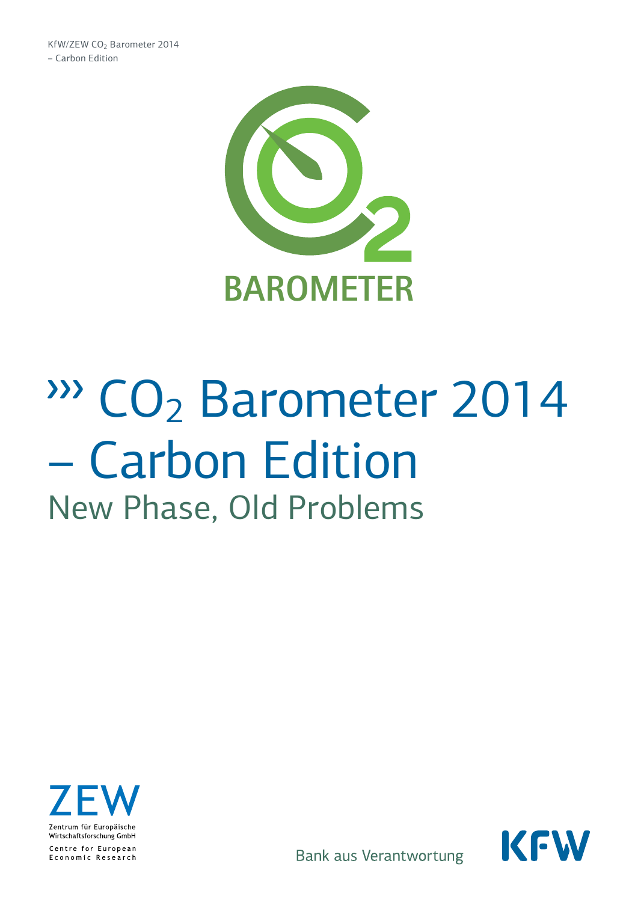KfW/ZEW $CO_2$ Barometer 2014 – Carbon Edition

BAROMETER

# ››› $CO_2$ Barometer 2014 – Carbon Edition

## New Phase, Old Problems

ZEW

Zentrum für Europäische Wirtschaftsforschung GmbH

Centre for European Economic Research

Bank aus Verantwortung

KfW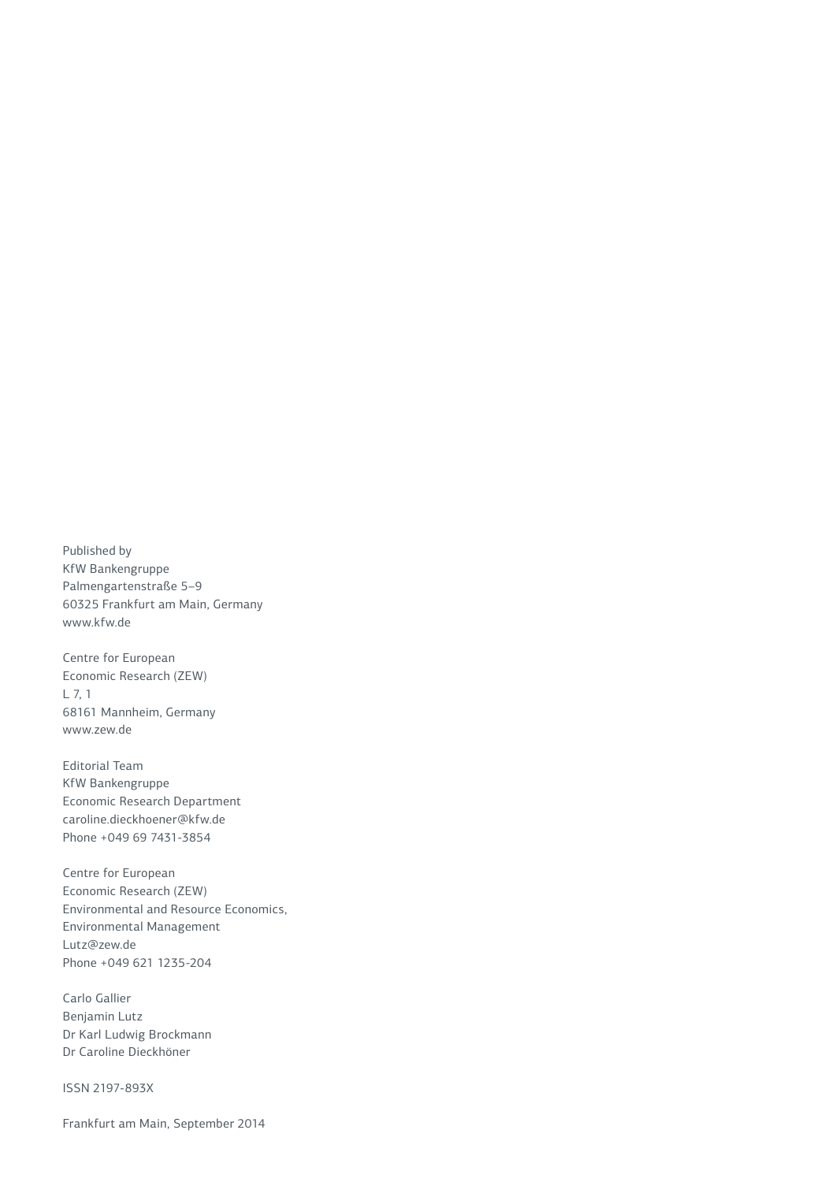Published by
KfW Bankengruppe
Palmengartenstraße 5–9
60325 Frankfurt am Main, Germany
www.kfw.de

Centre for European
Economic Research (ZEW)
L 7, 1
68161 Mannheim, Germany
www.zew.de

Editorial Team
KfW Bankengruppe
Economic Research Department
caroline.dieckhoener@kfw.de
Phone +049 69 7431-3854

Centre for European
Economic Research (ZEW)
Environmental and Resource Economics,
Environmental Management
Lutz@zew.de
Phone +049 621 1235-204

Carlo Gallier
Benjamin Lutz
Dr Karl Ludwig Brockmann
Dr Caroline Dieckhöner

ISSN 2197-893X

Frankfurt am Main, September 2014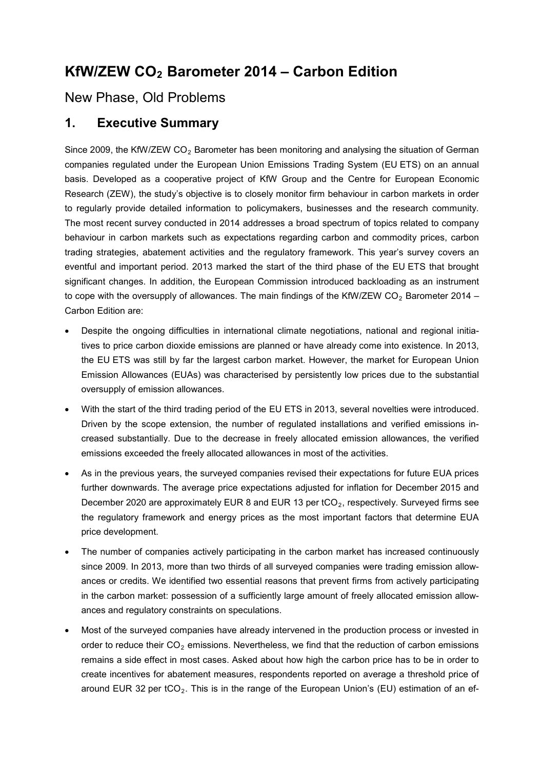# KfW/ZEW $CO_2$ Barometer 2014 – Carbon Edition

New Phase, Old Problems

## 1. Executive Summary

Since 2009, the KfW/ZEW $CO_2$ Barometer has been monitoring and analysing the situation of German companies regulated under the European Union Emissions Trading System (EU ETS) on an annual basis. Developed as a cooperative project of KfW Group and the Centre for European Economic Research (ZEW), the study's objective is to closely monitor firm behaviour in carbon markets in order to regularly provide detailed information to policymakers, businesses and the research community. The most recent survey conducted in 2014 addresses a broad spectrum of topics related to company behaviour in carbon markets such as expectations regarding carbon and commodity prices, carbon trading strategies, abatement activities and the regulatory framework. This year's survey covers an eventful and important period. 2013 marked the start of the third phase of the EU ETS that brought significant changes. In addition, the European Commission introduced backloading as an instrument to cope with the oversupply of allowances. The main findings of the KfW/ZEW $CO_2$ Barometer 2014 – Carbon Edition are:

- Despite the ongoing difficulties in international climate negotiations, national and regional initiatives to price carbon dioxide emissions are planned or have already come into existence. In 2013, the EU ETS was still by far the largest carbon market. However, the market for European Union Emission Allowances (EUAs) was characterised by persistently low prices due to the substantial oversupply of emission allowances.
- With the start of the third trading period of the EU ETS in 2013, several novelties were introduced. Driven by the scope extension, the number of regulated installations and verified emissions increased substantially. Due to the decrease in freely allocated emission allowances, the verified emissions exceeded the freely allocated allowances in most of the activities.
- As in the previous years, the surveyed companies revised their expectations for future EUA prices further downwards. The average price expectations adjusted for inflation for December 2015 and December 2020 are approximately EUR 8 and EUR 13 per $tCO_2$, respectively. Surveyed firms see the regulatory framework and energy prices as the most important factors that determine EUA price development.
- The number of companies actively participating in the carbon market has increased continuously since 2009. In 2013, more than two thirds of all surveyed companies were trading emission allowances or credits. We identified two essential reasons that prevent firms from actively participating in the carbon market: possession of a sufficiently large amount of freely allocated emission allowances and regulatory constraints on speculations.
- Most of the surveyed companies have already intervened in the production process or invested in order to reduce their $CO_2$ emissions. Nevertheless, we find that the reduction of carbon emissions remains a side effect in most cases. Asked about how high the carbon price has to be in order to create incentives for abatement measures, respondents reported on average a threshold price of around EUR 32 per $tCO_2$. This is in the range of the European Union's (EU) estimation of an ef-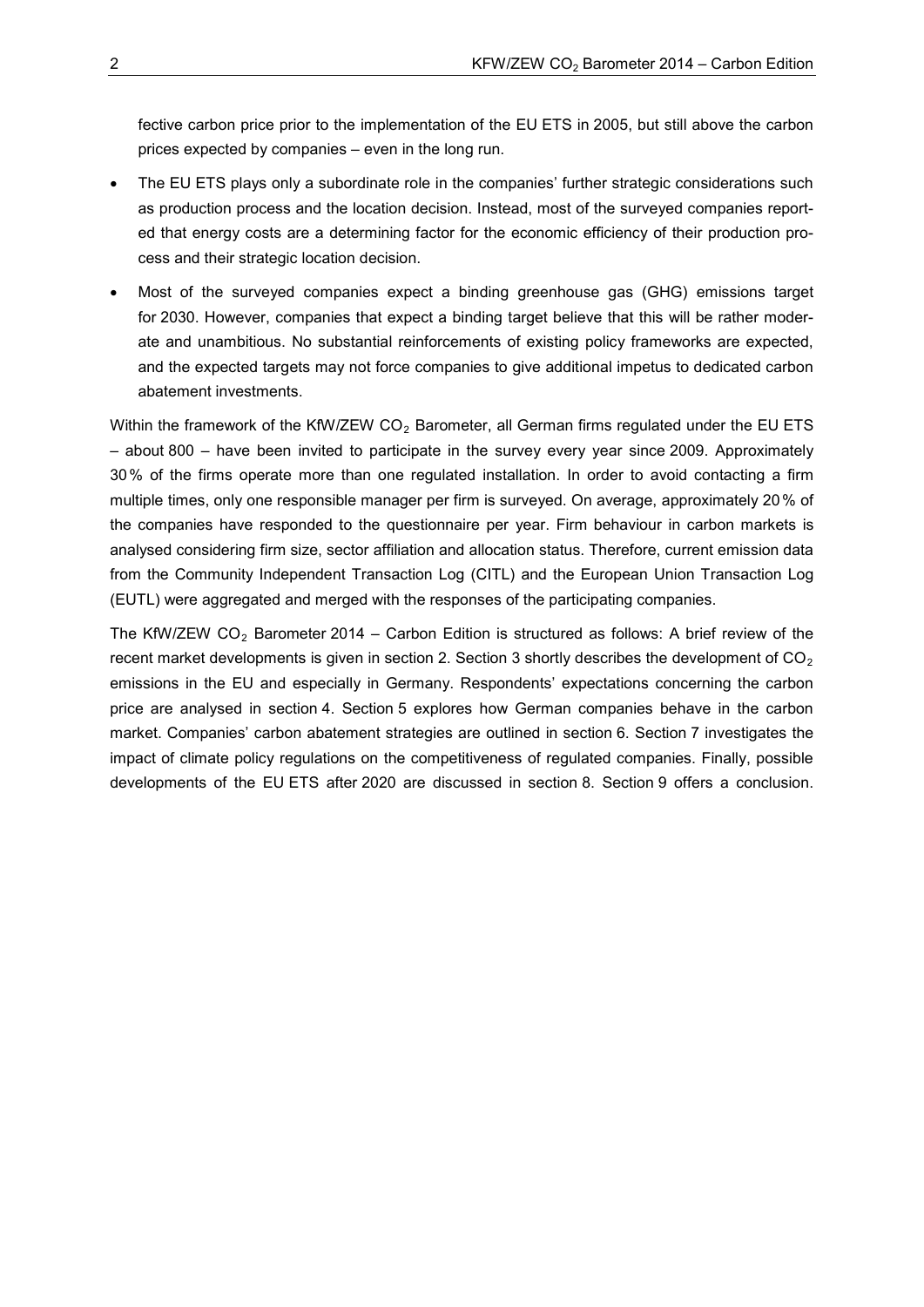fective carbon price prior to the implementation of the EU ETS in 2005, but still above the carbon prices expected by companies – even in the long run.

- The EU ETS plays only a subordinate role in the companies' further strategic considerations such as production process and the location decision. Instead, most of the surveyed companies reported that energy costs are a determining factor for the economic efficiency of their production process and their strategic location decision.
- Most of the surveyed companies expect a binding greenhouse gas (GHG) emissions target for 2030. However, companies that expect a binding target believe that this will be rather moderate and unambitious. No substantial reinforcements of existing policy frameworks are expected, and the expected targets may not force companies to give additional impetus to dedicated carbon abatement investments.

Within the framework of the KfW/ZEW $CO_2$ Barometer, all German firms regulated under the EU ETS – about 800 – have been invited to participate in the survey every year since 2009. Approximately 30 % of the firms operate more than one regulated installation. In order to avoid contacting a firm multiple times, only one responsible manager per firm is surveyed. On average, approximately 20 % of the companies have responded to the questionnaire per year. Firm behaviour in carbon markets is analysed considering firm size, sector affiliation and allocation status. Therefore, current emission data from the Community Independent Transaction Log (CITL) and the European Union Transaction Log (EUTL) were aggregated and merged with the responses of the participating companies.

The KfW/ZEW $CO_2$ Barometer 2014 – Carbon Edition is structured as follows: A brief review of the recent market developments is given in section 2. Section 3 shortly describes the development of $CO_2$ emissions in the EU and especially in Germany. Respondents' expectations concerning the carbon price are analysed in section 4. Section 5 explores how German companies behave in the carbon market. Companies' carbon abatement strategies are outlined in section 6. Section 7 investigates the impact of climate policy regulations on the competitiveness of regulated companies. Finally, possible developments of the EU ETS after 2020 are discussed in section 8. Section 9 offers a conclusion.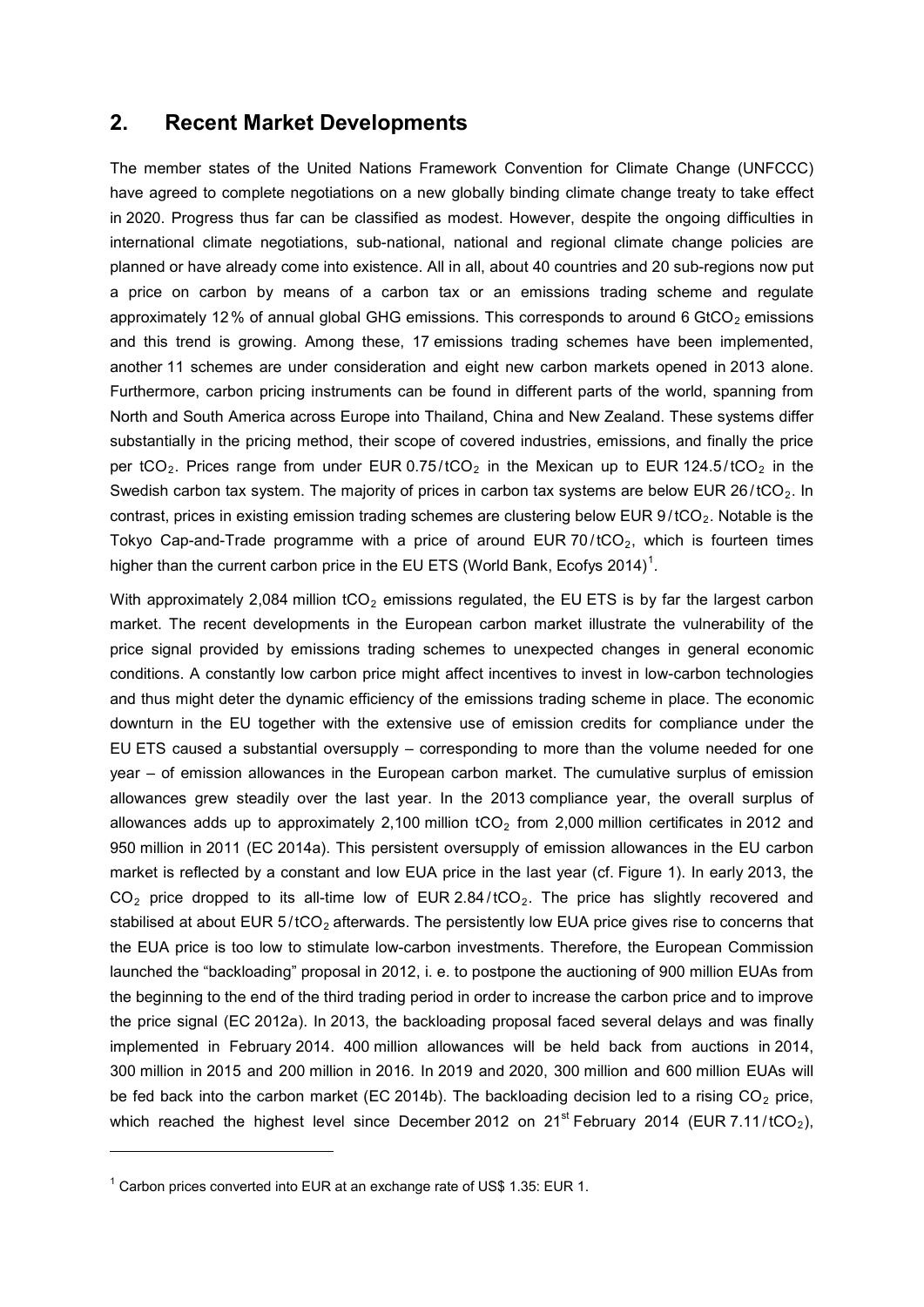## 2. Recent Market Developments

The member states of the United Nations Framework Convention for Climate Change (UNFCCC) have agreed to complete negotiations on a new globally binding climate change treaty to take effect in 2020. Progress thus far can be classified as modest. However, despite the ongoing difficulties in international climate negotiations, sub-national, national and regional climate change policies are planned or have already come into existence. All in all, about 40 countries and 20 sub-regions now put a price on carbon by means of a carbon tax or an emissions trading scheme and regulate approximately 12 % of annual global GHG emissions. This corresponds to around 6 $GtCO_2$ emissions and this trend is growing. Among these, 17 emissions trading schemes have been implemented, another 11 schemes are under consideration and eight new carbon markets opened in 2013 alone. Furthermore, carbon pricing instruments can be found in different parts of the world, spanning from North and South America across Europe into Thailand, China and New Zealand. These systems differ substantially in the pricing method, their scope of covered industries, emissions, and finally the price per $tCO_2$. Prices range from under EUR 0.75 / $tCO_2$ in the Mexican up to EUR 124.5 / $tCO_2$ in the Swedish carbon tax system. The majority of prices in carbon tax systems are below EUR 26 / $tCO_2$. In contrast, prices in existing emission trading schemes are clustering below EUR 9 / $tCO_2$. Notable is the Tokyo Cap-and-Trade programme with a price of around EUR 70 / $tCO_2$, which is fourteen times higher than the current carbon price in the EU ETS (World Bank, Ecofys 2014)[1].

With approximately 2,084 million $tCO_2$ emissions regulated, the EU ETS is by far the largest carbon market. The recent developments in the European carbon market illustrate the vulnerability of the price signal provided by emissions trading schemes to unexpected changes in general economic conditions. A constantly low carbon price might affect incentives to invest in low-carbon technologies and thus might deter the dynamic efficiency of the emissions trading scheme in place. The economic downturn in the EU together with the extensive use of emission credits for compliance under the EU ETS caused a substantial oversupply – corresponding to more than the volume needed for one year – of emission allowances in the European carbon market. The cumulative surplus of emission allowances grew steadily over the last year. In the 2013 compliance year, the overall surplus of allowances adds up to approximately 2,100 million $tCO_2$ from 2,000 million certificates in 2012 and 950 million in 2011 (EC 2014a). This persistent oversupply of emission allowances in the EU carbon market is reflected by a constant and low EUA price in the last year (cf. Figure 1). In early 2013, the $CO_2$ price dropped to its all-time low of EUR 2.84 / $tCO_2$. The price has slightly recovered and stabilised at about EUR 5 / $tCO_2$ afterwards. The persistently low EUA price gives rise to concerns that the EUA price is too low to stimulate low-carbon investments. Therefore, the European Commission launched the "backloading" proposal in 2012, i. e. to postpone the auctioning of 900 million EUAs from the beginning to the end of the third trading period in order to increase the carbon price and to improve the price signal (EC 2012a). In 2013, the backloading proposal faced several delays and was finally implemented in February 2014. 400 million allowances will be held back from auctions in 2014, 300 million in 2015 and 200 million in 2016. In 2019 and 2020, 300 million and 600 million EUAs will be fed back into the carbon market (EC 2014b). The backloading decision led to a rising $CO_2$ price, which reached the highest level since December 2012 on 21st February 2014 (EUR 7.11 / $tCO_2$),

[1] Carbon prices converted into EUR at an exchange rate of US$ 1.35: EUR 1.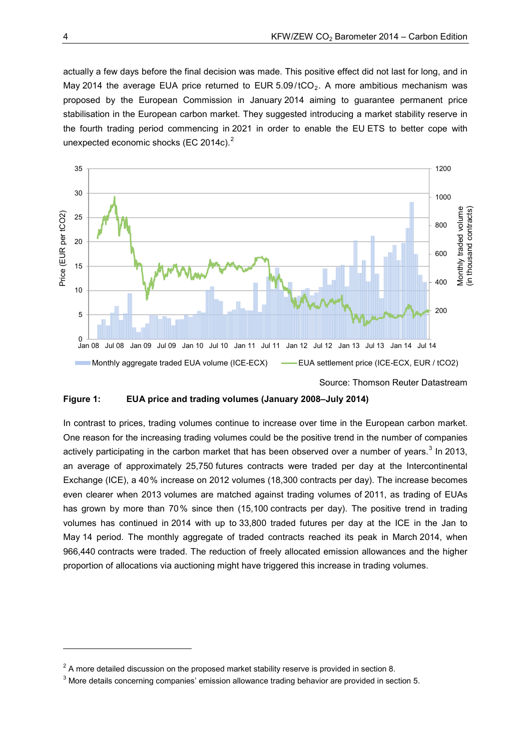actually a few days before the final decision was made. This positive effect did not last for long, and in May 2014 the average EUA price returned to EUR 5.09 / $tCO_2$. A more ambitious mechanism was proposed by the European Commission in January 2014 aiming to guarantee permanent price stabilisation in the European carbon market. They suggested introducing a market stability reserve in the fourth trading period commencing in 2021 in order to enable the EU ETS to better cope with unexpected economic shocks (EC 2014c).[2]

Source: Thomson Reuter Datastream

**Figure 1: EUA price and trading volumes (January 2008–July 2014)**

In contrast to prices, trading volumes continue to increase over time in the European carbon market. One reason for the increasing trading volumes could be the positive trend in the number of companies actively participating in the carbon market that has been observed over a number of years.[3] In 2013, an average of approximately 25,750 futures contracts were traded per day at the Intercontinental Exchange (ICE), a 40 % increase on 2012 volumes (18,300 contracts per day). The increase becomes even clearer when 2013 volumes are matched against trading volumes of 2011, as trading of EUAs has grown by more than 70 % since then (15,100 contracts per day). The positive trend in trading volumes has continued in 2014 with up to 33,800 traded futures per day at the ICE in the Jan to May 14 period. The monthly aggregate of traded contracts reached its peak in March 2014, when 966,440 contracts were traded. The reduction of freely allocated emission allowances and the higher proportion of allocations via auctioning might have triggered this increase in trading volumes.

---

[2] A more detailed discussion on the proposed market stability reserve is provided in section 8.

[3] More details concerning companies' emission allowance trading behavior are provided in section 5.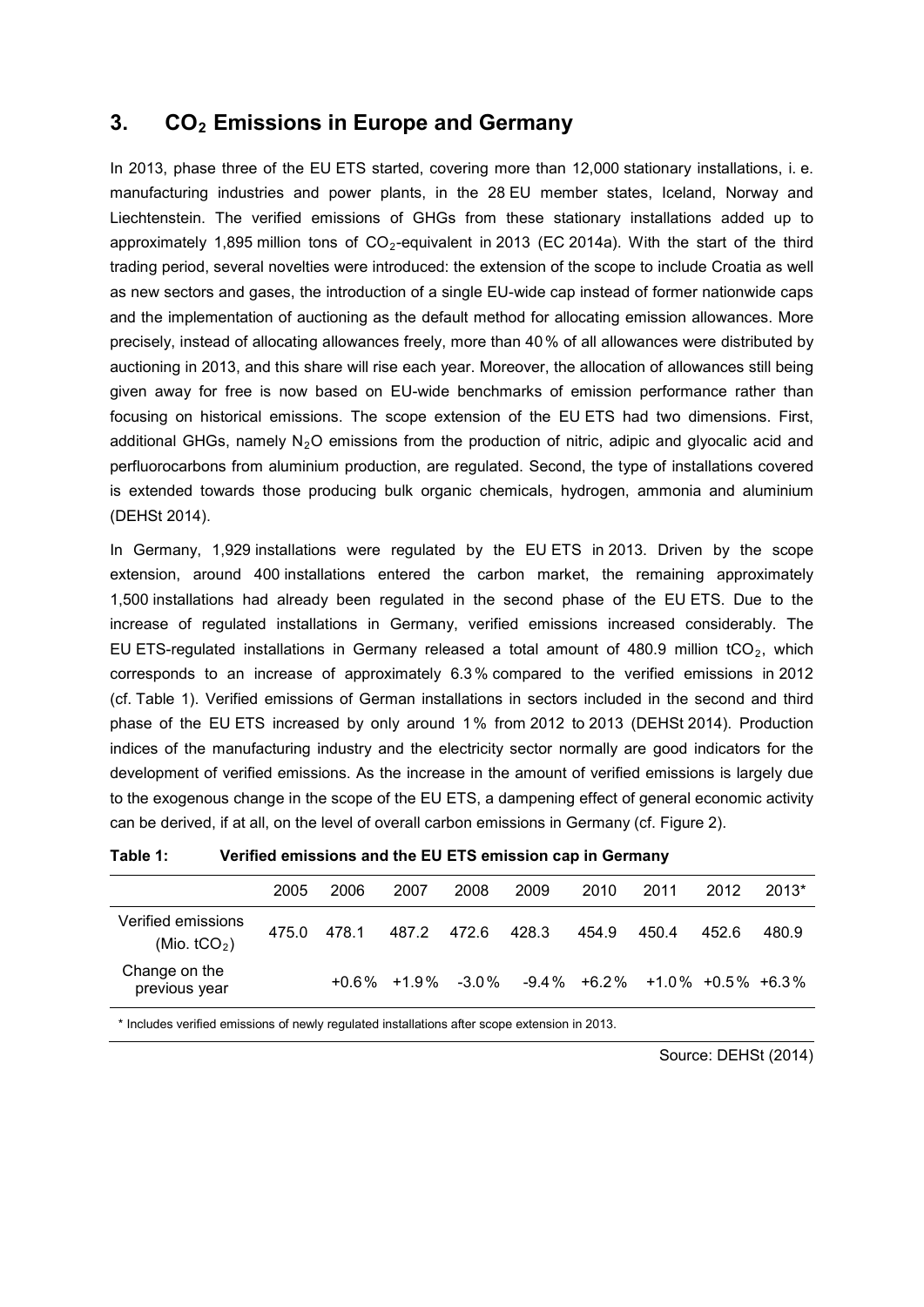## 3. $CO_2$ Emissions in Europe and Germany

In 2013, phase three of the EU ETS started, covering more than 12,000 stationary installations, i. e. manufacturing industries and power plants, in the 28 EU member states, Iceland, Norway and Liechtenstein. The verified emissions of GHGs from these stationary installations added up to approximately 1,895 million tons of $CO_2$-equivalent in 2013 (EC 2014a). With the start of the third trading period, several novelties were introduced: the extension of the scope to include Croatia as well as new sectors and gases, the introduction of a single EU-wide cap instead of former nationwide caps and the implementation of auctioning as the default method for allocating emission allowances. More precisely, instead of allocating allowances freely, more than 40 % of all allowances were distributed by auctioning in 2013, and this share will rise each year. Moreover, the allocation of allowances still being given away for free is now based on EU-wide benchmarks of emission performance rather than focusing on historical emissions. The scope extension of the EU ETS had two dimensions. First, additional GHGs, namely $N_2O$ emissions from the production of nitric, adipic and glyocalic acid and perfluorocarbons from aluminium production, are regulated. Second, the type of installations covered is extended towards those producing bulk organic chemicals, hydrogen, ammonia and aluminium (DEHSt 2014).

In Germany, 1,929 installations were regulated by the EU ETS in 2013. Driven by the scope extension, around 400 installations entered the carbon market, the remaining approximately 1,500 installations had already been regulated in the second phase of the EU ETS. Due to the increase of regulated installations in Germany, verified emissions increased considerably. The EU ETS-regulated installations in Germany released a total amount of 480.9 million $tCO_2$, which corresponds to an increase of approximately 6.3 % compared to the verified emissions in 2012 (cf. Table 1). Verified emissions of German installations in sectors included in the second and third phase of the EU ETS increased by only around 1 % from 2012 to 2013 (DEHSt 2014). Production indices of the manufacturing industry and the electricity sector normally are good indicators for the development of verified emissions. As the increase in the amount of verified emissions is largely due to the exogenous change in the scope of the EU ETS, a dampening effect of general economic activity can be derived, if at all, on the level of overall carbon emissions in Germany (cf. Figure 2).

**Table 1: Verified emissions and the EU ETS emission cap in Germany**

| | 2005 | 2006 | 2007 | 2008 | 2009 | 2010 | 2011 | 2012 | 2013* |
|---|---|---|---|---|---|---|---|---|---|
| Verified emissions (Mio. $tCO_2$) | 475.0 | 478.1 | 487.2 | 472.6 | 428.3 | 454.9 | 450.4 | 452.6 | 480.9 |
| Change on the previous year | | +0.6 % | +1.9 % | -3.0 % | -9.4 % | +6.2 % | +1.0 % | +0.5 % | +6.3 % |

\* Includes verified emissions of newly regulated installations after scope extension in 2013.

Source: DEHSt (2014)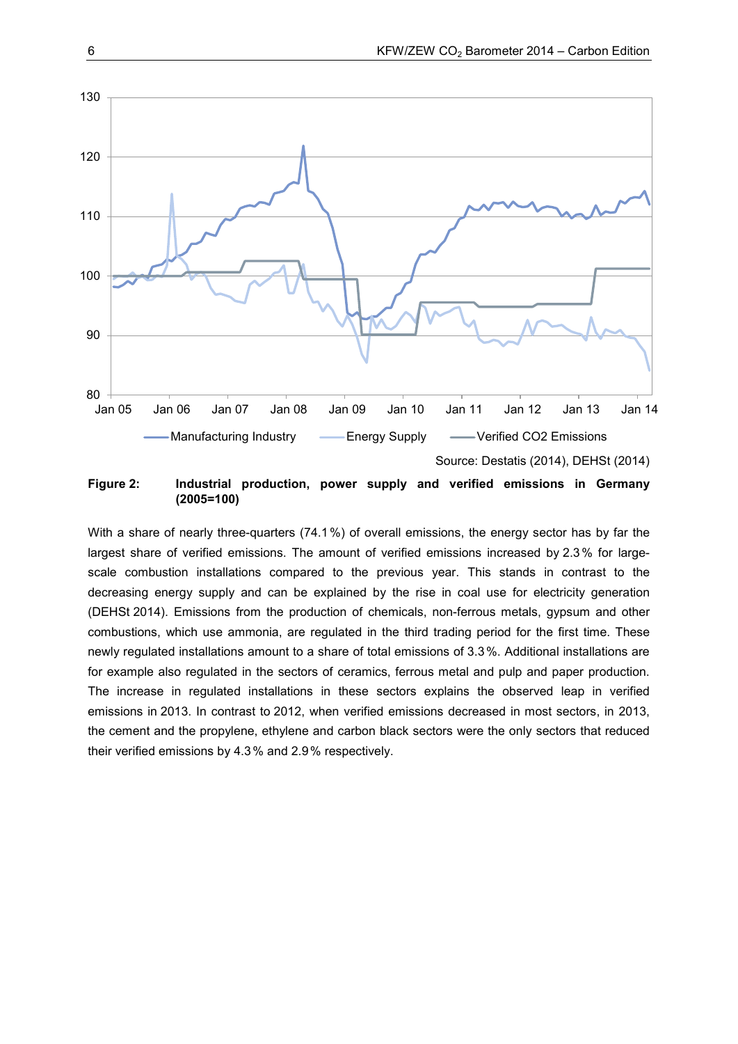Source: Destatis (2014), DEHSt (2014)

**Figure 2: Industrial production, power supply and verified emissions in Germany (2005=100)**

With a share of nearly three-quarters (74.1 %) of overall emissions, the energy sector has by far the largest share of verified emissions. The amount of verified emissions increased by 2.3 % for large-scale combustion installations compared to the previous year. This stands in contrast to the decreasing energy supply and can be explained by the rise in coal use for electricity generation (DEHSt 2014). Emissions from the production of chemicals, non-ferrous metals, gypsum and other combustions, which use ammonia, are regulated in the third trading period for the first time. These newly regulated installations amount to a share of total emissions of 3.3 %. Additional installations are for example also regulated in the sectors of ceramics, ferrous metal and pulp and paper production. The increase in regulated installations in these sectors explains the observed leap in verified emissions in 2013. In contrast to 2012, when verified emissions decreased in most sectors, in 2013, the cement and the propylene, ethylene and carbon black sectors were the only sectors that reduced their verified emissions by 4.3 % and 2.9 % respectively.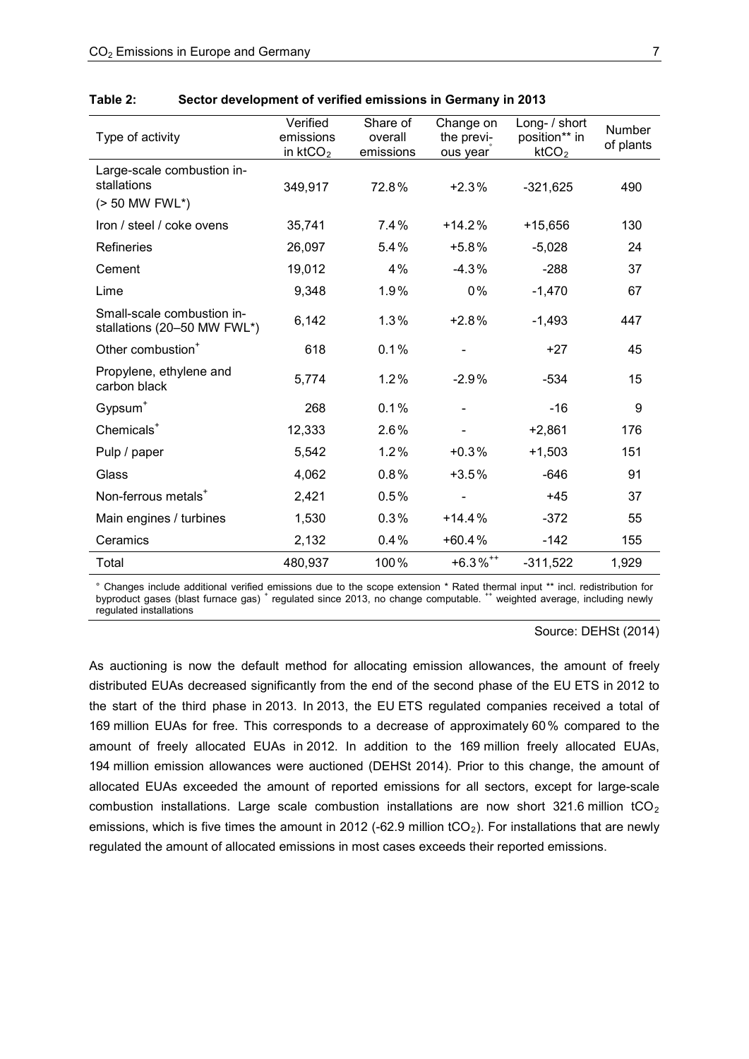**Table 2: Sector development of verified emissions in Germany in 2013**

| Type of activity | Verified emissions in kt$CO_2$ | Share of overall emissions | Change on the previous year° | Long- / short position** in kt$CO_2$ | Number of plants |
|---|---|---|---|---|---|
| Large-scale combustion installations (> 50 MW FWL*) | 349,917 | 72.8% | +2.3% | -321,625 | 490 |
| Iron / steel / coke ovens | 35,741 | 7.4% | +14.2% | +15,656 | 130 |
| Refineries | 26,097 | 5.4% | +5.8% | -5,028 | 24 |
| Cement | 19,012 | 4% | -4.3% | -288 | 37 |
| Lime | 9,348 | 1.9% | 0% | -1,470 | 67 |
| Small-scale combustion installations (20–50 MW FWL*) | 6,142 | 1.3% | +2.8% | -1,493 | 447 |
| Other combustion⁺ | 618 | 0.1% | - | +27 | 45 |
| Propylene, ethylene and carbon black | 5,774 | 1.2% | -2.9% | -534 | 15 |
| Gypsum⁺ | 268 | 0.1% | - | -16 | 9 |
| Chemicals⁺ | 12,333 | 2.6% | - | +2,861 | 176 |
| Pulp / paper | 5,542 | 1.2% | +0.3% | +1,503 | 151 |
| Glass | 4,062 | 0.8% | +3.5% | -646 | 91 |
| Non-ferrous metals⁺ | 2,421 | 0.5% | - | +45 | 37 |
| Main engines / turbines | 1,530 | 0.3% | +14.4% | -372 | 55 |
| Ceramics | 2,132 | 0.4% | +60.4% | -142 | 155 |
| Total | 480,937 | 100% | +6.3%⁺⁺ | -311,522 | 1,929 |

° Changes include additional verified emissions due to the scope extension * Rated thermal input ** incl. redistribution for byproduct gases (blast furnace gas) ⁺ regulated since 2013, no change computable. ⁺⁺ weighted average, including newly regulated installations

Source: DEHSt (2014)

As auctioning is now the default method for allocating emission allowances, the amount of freely distributed EUAs decreased significantly from the end of the second phase of the EU ETS in 2012 to the start of the third phase in 2013. In 2013, the EU ETS regulated companies received a total of 169 million EUAs for free. This corresponds to a decrease of approximately 60% compared to the amount of freely allocated EUAs in 2012. In addition to the 169 million freely allocated EUAs, 194 million emission allowances were auctioned (DEHSt 2014). Prior to this change, the amount of allocated EUAs exceeded the amount of reported emissions for all sectors, except for large-scale combustion installations. Large scale combustion installations are now short 321.6 million t$CO_2$ emissions, which is five times the amount in 2012 (-62.9 million t$CO_2$). For installations that are newly regulated the amount of allocated emissions in most cases exceeds their reported emissions.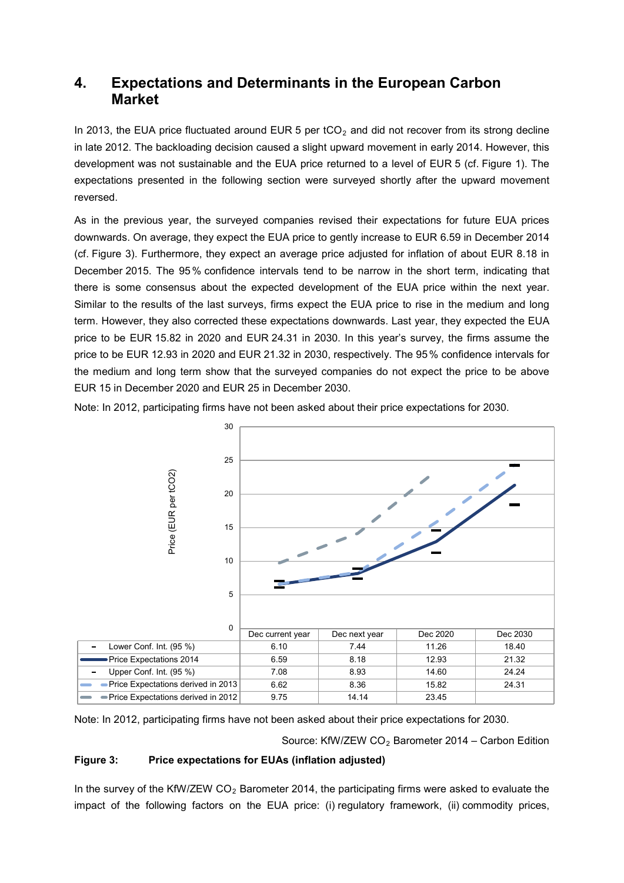# 4. Expectations and Determinants in the European Carbon Market

In 2013, the EUA price fluctuated around EUR 5 per $tCO_2$ and did not recover from its strong decline in late 2012. The backloading decision caused a slight upward movement in early 2014. However, this development was not sustainable and the EUA price returned to a level of EUR 5 (cf. Figure 1). The expectations presented in the following section were surveyed shortly after the upward movement reversed.

As in the previous year, the surveyed companies revised their expectations for future EUA prices downwards. On average, they expect the EUA price to gently increase to EUR 6.59 in December 2014 (cf. Figure 3). Furthermore, they expect an average price adjusted for inflation of about EUR 8.18 in December 2015. The 95 % confidence intervals tend to be narrow in the short term, indicating that there is some consensus about the expected development of the EUA price within the next year. Similar to the results of the last surveys, firms expect the EUA price to rise in the medium and long term. However, they also corrected these expectations downwards. Last year, they expected the EUA price to be EUR 15.82 in 2020 and EUR 24.31 in 2030. In this year's survey, the firms assume the price to be EUR 12.93 in 2020 and EUR 21.32 in 2030, respectively. The 95 % confidence intervals for the medium and long term show that the surveyed companies do not expect the price to be above EUR 15 in December 2020 and EUR 25 in December 2030.

Note: In 2012, participating firms have not been asked about their price expectations for 2030.

| | Dec current year | Dec next year | Dec 2020 | Dec 2030 |
|---|---|---|---|---|
| Lower Conf. Int. (95 %) | 6.10 | 7.44 | 11.26 | 18.40 |
| Price Expectations 2014 | 6.59 | 8.18 | 12.93 | 21.32 |
| Upper Conf. Int. (95 %) | 7.08 | 8.93 | 14.60 | 24.24 |
| Price Expectations derived in 2013 | 6.62 | 8.36 | 15.82 | 24.31 |
| Price Expectations derived in 2012 | 9.75 | 14.14 | 23.45 | |

Note: In 2012, participating firms have not been asked about their price expectations for 2030.

Source: KfW/ZEW $CO_2$ Barometer 2014 – Carbon Edition

**Figure 3: Price expectations for EUAs (inflation adjusted)**

In the survey of the KfW/ZEW $CO_2$ Barometer 2014, the participating firms were asked to evaluate the impact of the following factors on the EUA price: (i) regulatory framework, (ii) commodity prices,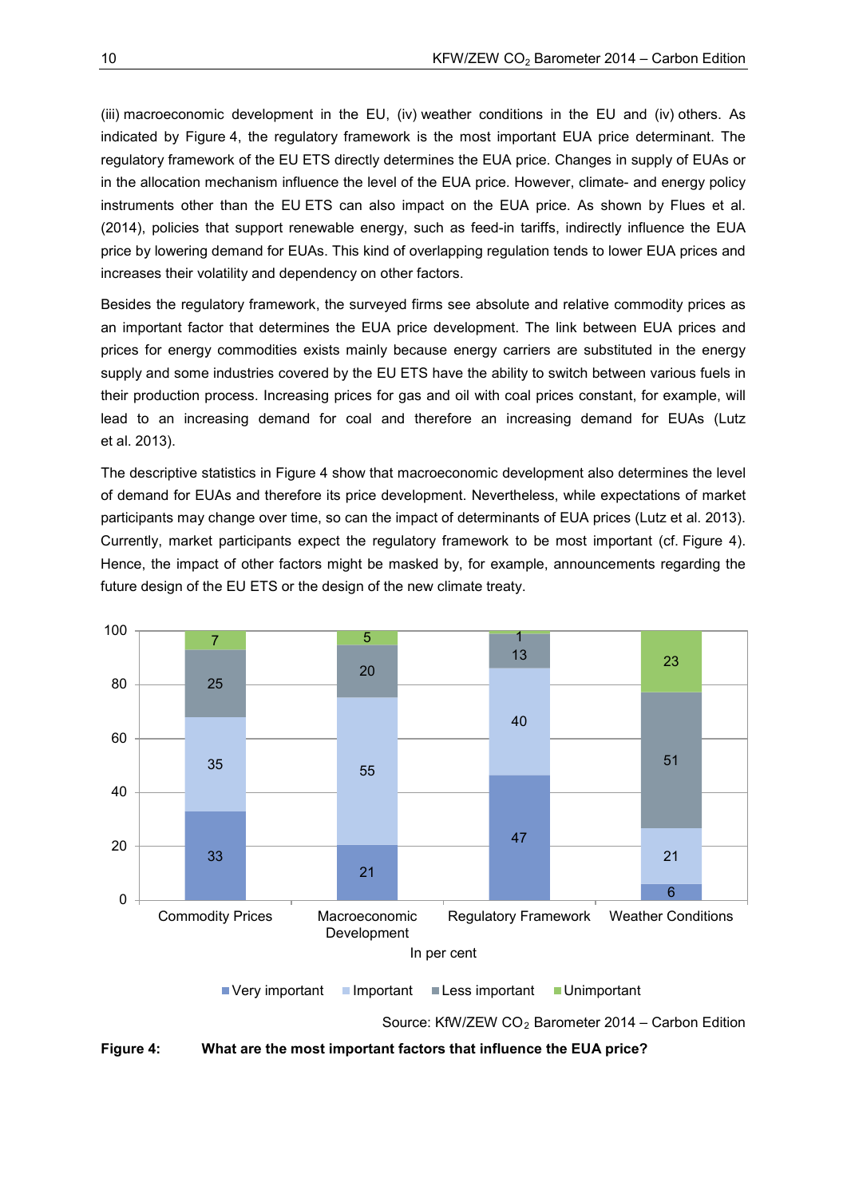(iii) macroeconomic development in the EU, (iv) weather conditions in the EU and (iv) others. As indicated by Figure 4, the regulatory framework is the most important EUA price determinant. The regulatory framework of the EU ETS directly determines the EUA price. Changes in supply of EUAs or in the allocation mechanism influence the level of the EUA price. However, climate- and energy policy instruments other than the EU ETS can also impact on the EUA price. As shown by Flues et al. (2014), policies that support renewable energy, such as feed-in tariffs, indirectly influence the EUA price by lowering demand for EUAs. This kind of overlapping regulation tends to lower EUA prices and increases their volatility and dependency on other factors.

Besides the regulatory framework, the surveyed firms see absolute and relative commodity prices as an important factor that determines the EUA price development. The link between EUA prices and prices for energy commodities exists mainly because energy carriers are substituted in the energy supply and some industries covered by the EU ETS have the ability to switch between various fuels in their production process. Increasing prices for gas and oil with coal prices constant, for example, will lead to an increasing demand for coal and therefore an increasing demand for EUAs (Lutz et al. 2013).

The descriptive statistics in Figure 4 show that macroeconomic development also determines the level of demand for EUAs and therefore its price development. Nevertheless, while expectations of market participants may change over time, so can the impact of determinants of EUA prices (Lutz et al. 2013). Currently, market participants expect the regulatory framework to be most important (cf. Figure 4). Hence, the impact of other factors might be masked by, for example, announcements regarding the future design of the EU ETS or the design of the new climate treaty.

| In per cent | Commodity Prices | Macroeconomic Development | Regulatory Framework | Weather Conditions |
|---|---|---|---|---|
| Very important | 33 | 21 | 47 | 6 |
| Important | 35 | 55 | 40 | 21 |
| Less important | 25 | 20 | 13 | 51 |
| Unimportant | 7 | 5 | 1 | 23 |

Source: KfW/ZEW $CO_2$ Barometer 2014 – Carbon Edition

**Figure 4: What are the most important factors that influence the EUA price?**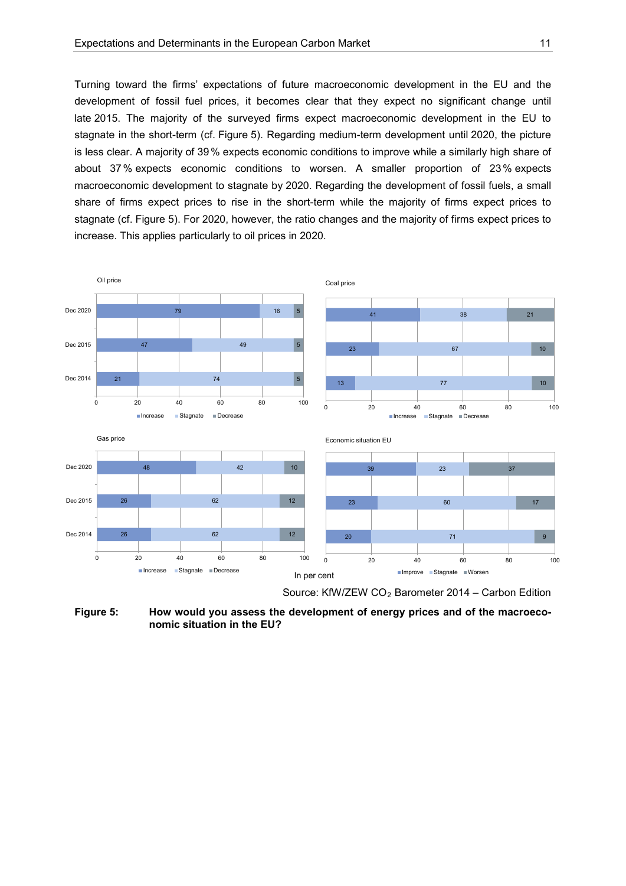Turning toward the firms' expectations of future macroeconomic development in the EU and the development of fossil fuel prices, it becomes clear that they expect no significant change until late 2015. The majority of the surveyed firms expect macroeconomic development in the EU to stagnate in the short-term (cf. Figure 5). Regarding medium-term development until 2020, the picture is less clear. A majority of 39 % expects economic conditions to improve while a similarly high share of about 37 % expects economic conditions to worsen. A smaller proportion of 23 % expects macroeconomic development to stagnate by 2020. Regarding the development of fossil fuels, a small share of firms expect prices to rise in the short-term while the majority of firms expect prices to stagnate (cf. Figure 5). For 2020, however, the ratio changes and the majority of firms expect prices to increase. This applies particularly to oil prices in 2020.

**Oil price**

| | Increase | Stagnate | Decrease |
|---|---|---|---|
| Dec 2020 | 79 | 16 | 5 |
| Dec 2015 | 47 | 49 | 5 |
| Dec 2014 | 21 | 74 | 5 |

**Coal price**

| | Increase | Stagnate | Decrease |
|---|---|---|---|
| Dec 2020 | 41 | 38 | 21 |
| Dec 2015 | 23 | 67 | 10 |
| Dec 2014 | 13 | 77 | 10 |

**Gas price**

| | Increase | Stagnate | Decrease |
|---|---|---|---|
| Dec 2020 | 48 | 42 | 10 |
| Dec 2015 | 26 | 62 | 12 |
| Dec 2014 | 26 | 62 | 12 |

**Economic situation EU**

| | Improve | Stagnate | Worsen |
|---|---|---|---|
| Dec 2020 | 39 | 23 | 37 |
| Dec 2015 | 23 | 60 | 17 |
| Dec 2014 | 20 | 71 | 9 |

In per cent

Source: KfW/ZEW $CO_2$ Barometer 2014 – Carbon Edition

**Figure 5: How would you assess the development of energy prices and of the macroeconomic situation in the EU?**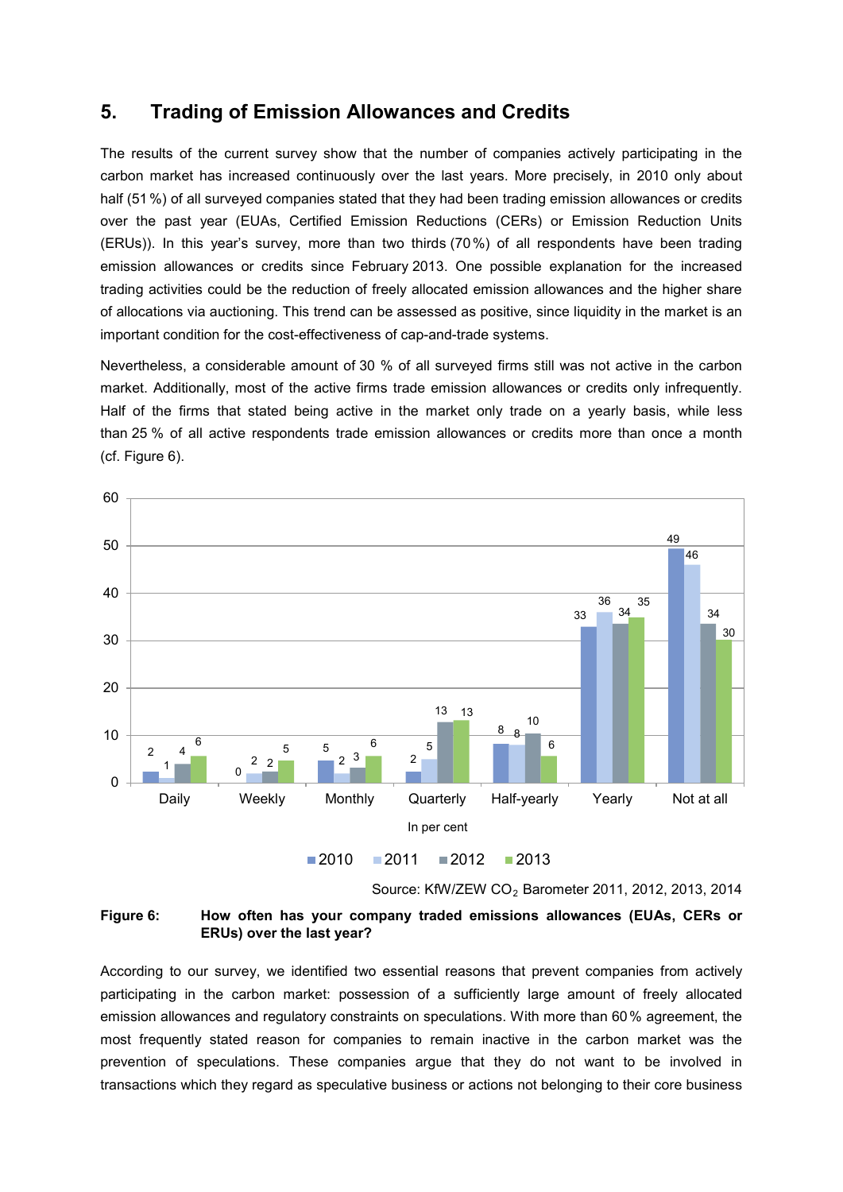## 5. Trading of Emission Allowances and Credits

The results of the current survey show that the number of companies actively participating in the carbon market has increased continuously over the last years. More precisely, in 2010 only about half (51 %) of all surveyed companies stated that they had been trading emission allowances or credits over the past year (EUAs, Certified Emission Reductions (CERs) or Emission Reduction Units (ERUs)). In this year's survey, more than two thirds (70 %) of all respondents have been trading emission allowances or credits since February 2013. One possible explanation for the increased trading activities could be the reduction of freely allocated emission allowances and the higher share of allocations via auctioning. This trend can be assessed as positive, since liquidity in the market is an important condition for the cost-effectiveness of cap-and-trade systems.

Nevertheless, a considerable amount of 30 % of all surveyed firms still was not active in the carbon market. Additionally, most of the active firms trade emission allowances or credits only infrequently. Half of the firms that stated being active in the market only trade on a yearly basis, while less than 25 % of all active respondents trade emission allowances or credits more than once a month (cf. Figure 6).

| In per cent | 2010 | 2011 | 2012 | 2013 |
|---|---|---|---|---|
| Daily | 2 | 1 | 4 | 6 |
| Weekly | 0 | 2 | 2 | 5 |
| Monthly | 5 | 2 | 3 | 6 |
| Quarterly | 2 | 5 | 13 | 13 |
| Half-yearly | 8 | 8 | 10 | 6 |
| Yearly | 33 | 36 | 34 | 35 |
| Not at all | 49 | 46 | 34 | 30 |

Source: KfW/ZEW $CO_2$ Barometer 2011, 2012, 2013, 2014

**Figure 6: How often has your company traded emissions allowances (EUAs, CERs or ERUs) over the last year?**

According to our survey, we identified two essential reasons that prevent companies from actively participating in the carbon market: possession of a sufficiently large amount of freely allocated emission allowances and regulatory constraints on speculations. With more than 60 % agreement, the most frequently stated reason for companies to remain inactive in the carbon market was the prevention of speculations. These companies argue that they do not want to be involved in transactions which they regard as speculative business or actions not belonging to their core business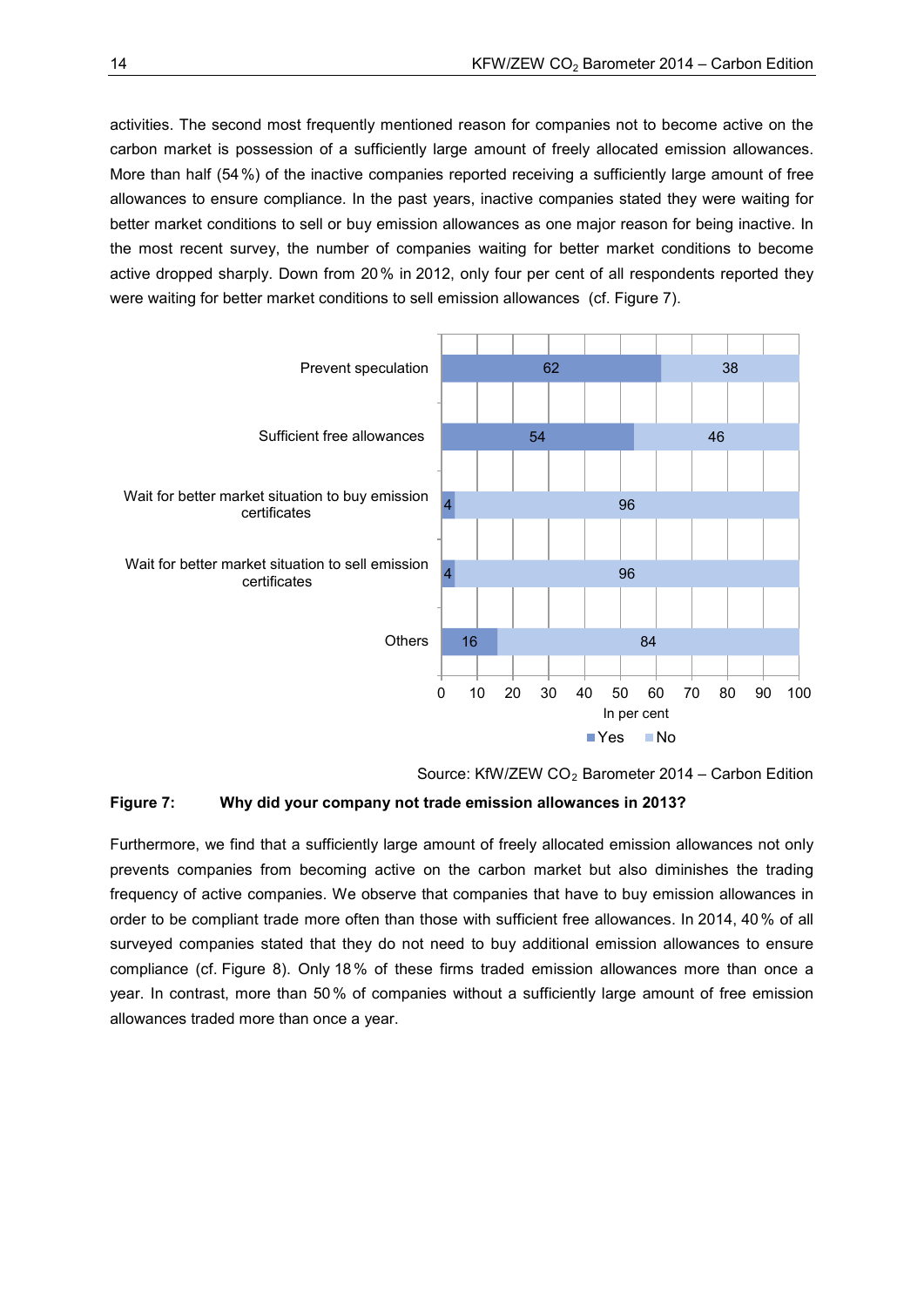activities. The second most frequently mentioned reason for companies not to become active on the carbon market is possession of a sufficiently large amount of freely allocated emission allowances. More than half (54 %) of the inactive companies reported receiving a sufficiently large amount of free allowances to ensure compliance. In the past years, inactive companies stated they were waiting for better market conditions to sell or buy emission allowances as one major reason for being inactive. In the most recent survey, the number of companies waiting for better market conditions to become active dropped sharply. Down from 20 % in 2012, only four per cent of all respondents reported they were waiting for better market conditions to sell emission allowances (cf. Figure 7).

| | Yes | No |
|---|---|---|
| Prevent speculation | 62 | 38 |
| Sufficient free allowances | 54 | 46 |
| Wait for better market situation to buy emission certificates | 4 | 96 |
| Wait for better market situation to sell emission certificates | 4 | 96 |
| Others | 16 | 84 |

In per cent

Source: KfW/ZEW $CO_2$ Barometer 2014 – Carbon Edition

**Figure 7: Why did your company not trade emission allowances in 2013?**

Furthermore, we find that a sufficiently large amount of freely allocated emission allowances not only prevents companies from becoming active on the carbon market but also diminishes the trading frequency of active companies. We observe that companies that have to buy emission allowances in order to be compliant trade more often than those with sufficient free allowances. In 2014, 40 % of all surveyed companies stated that they do not need to buy additional emission allowances to ensure compliance (cf. Figure 8). Only 18 % of these firms traded emission allowances more than once a year. In contrast, more than 50 % of companies without a sufficiently large amount of free emission allowances traded more than once a year.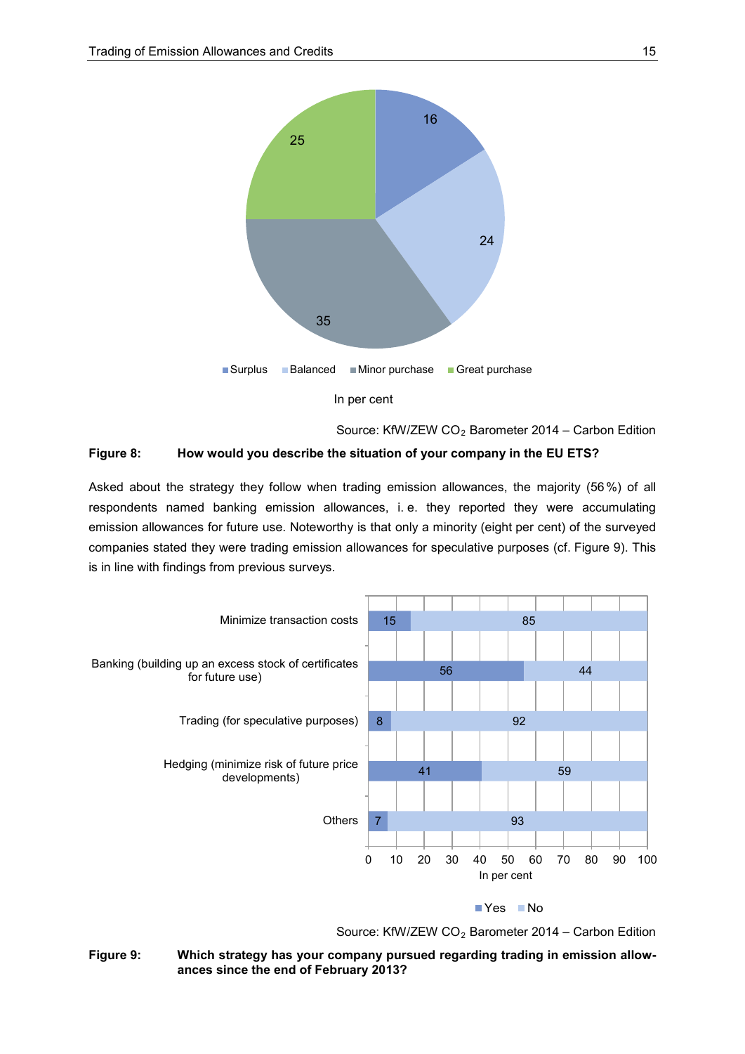| | In per cent |
|---|---|
| Surplus | 16 |
| Balanced | 24 |
| Minor purchase | 35 |
| Great purchase | 25 |

In per cent

Source: KfW/ZEW $CO_2$ Barometer 2014 – Carbon Edition

**Figure 8: How would you describe the situation of your company in the EU ETS?**

Asked about the strategy they follow when trading emission allowances, the majority (56 %) of all respondents named banking emission allowances, i. e. they reported they were accumulating emission allowances for future use. Noteworthy is that only a minority (eight per cent) of the surveyed companies stated they were trading emission allowances for speculative purposes (cf. Figure 9). This is in line with findings from previous surveys.

| | Yes | No |
|---|---|---|
| Minimize transaction costs | 15 | 85 |
| Banking (building up an excess stock of certificates for future use) | 56 | 44 |
| Trading (for speculative purposes) | 8 | 92 |
| Hedging (minimize risk of future price developments) | 41 | 59 |
| Others | 7 | 93 |

In per cent

Source: KfW/ZEW $CO_2$ Barometer 2014 – Carbon Edition

**Figure 9: Which strategy has your company pursued regarding trading in emission allowances since the end of February 2013?**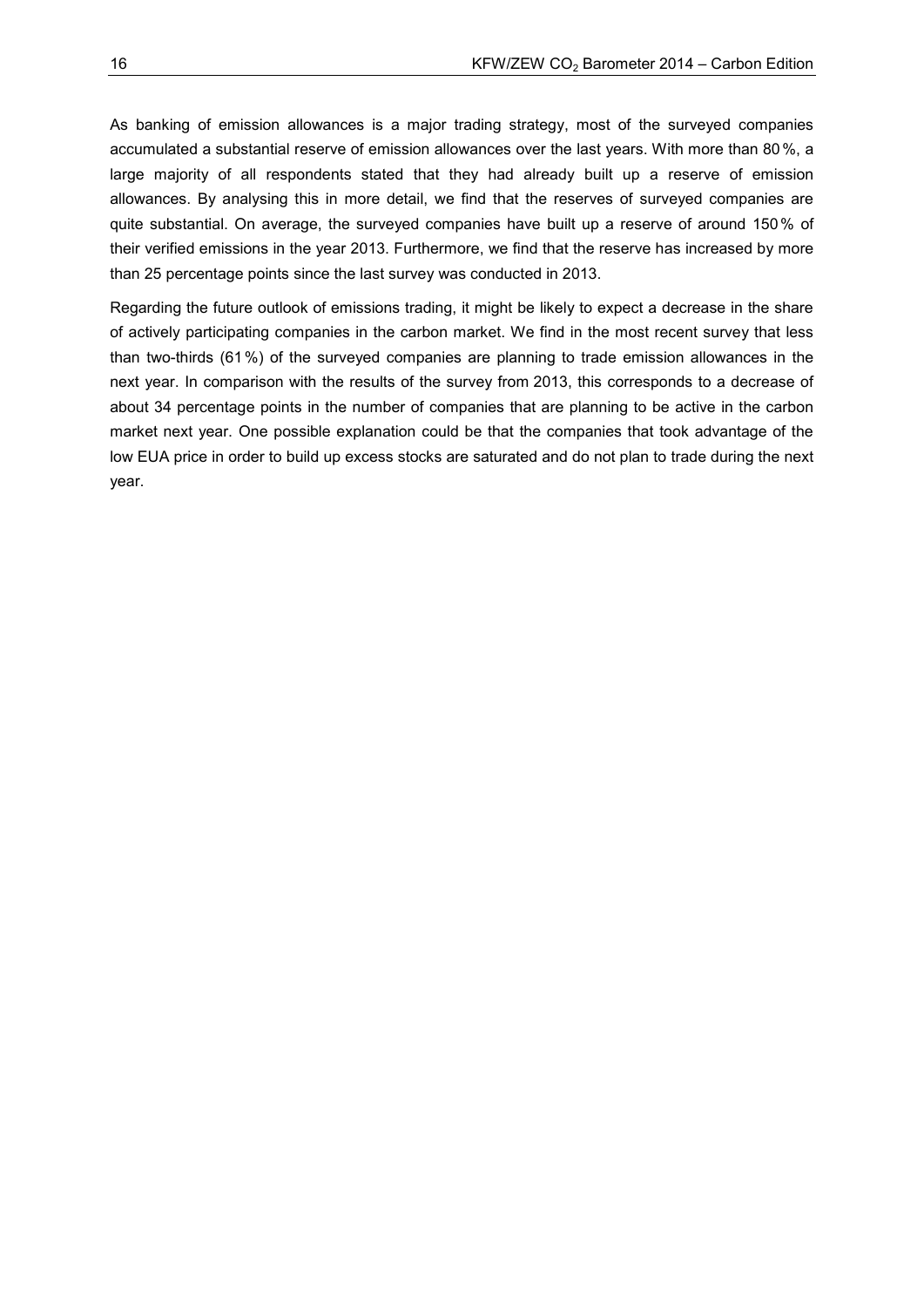As banking of emission allowances is a major trading strategy, most of the surveyed companies accumulated a substantial reserve of emission allowances over the last years. With more than 80 %, a large majority of all respondents stated that they had already built up a reserve of emission allowances. By analysing this in more detail, we find that the reserves of surveyed companies are quite substantial. On average, the surveyed companies have built up a reserve of around 150 % of their verified emissions in the year 2013. Furthermore, we find that the reserve has increased by more than 25 percentage points since the last survey was conducted in 2013.

Regarding the future outlook of emissions trading, it might be likely to expect a decrease in the share of actively participating companies in the carbon market. We find in the most recent survey that less than two-thirds (61 %) of the surveyed companies are planning to trade emission allowances in the next year. In comparison with the results of the survey from 2013, this corresponds to a decrease of about 34 percentage points in the number of companies that are planning to be active in the carbon market next year. One possible explanation could be that the companies that took advantage of the low EUA price in order to build up excess stocks are saturated and do not plan to trade during the next year.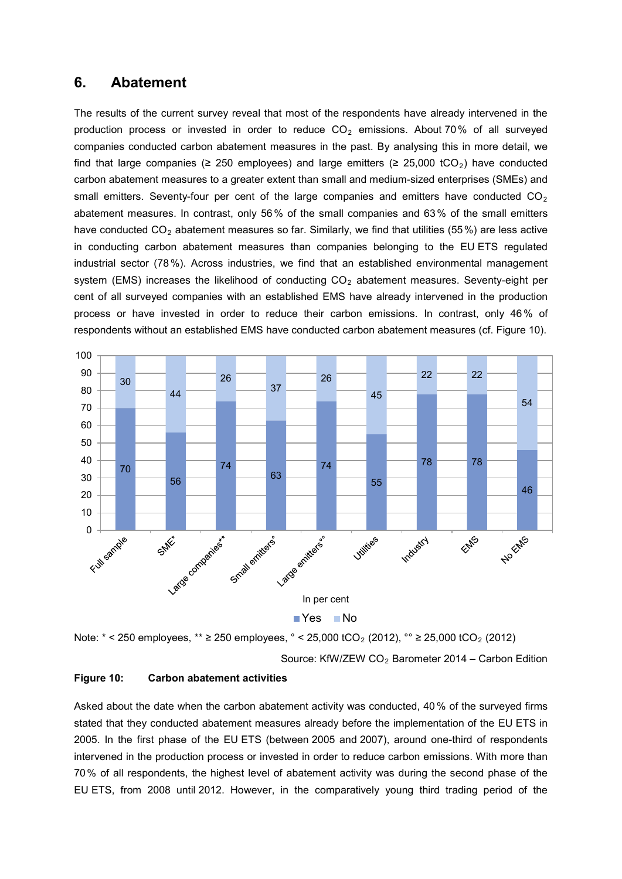## 6. Abatement

The results of the current survey reveal that most of the respondents have already intervened in the production process or invested in order to reduce $CO_2$ emissions. About 70 % of all surveyed companies conducted carbon abatement measures in the past. By analysing this in more detail, we find that large companies (≥ 250 employees) and large emitters (≥ 25,000 $tCO_2$) have conducted carbon abatement measures to a greater extent than small and medium-sized enterprises (SMEs) and small emitters. Seventy-four per cent of the large companies and emitters have conducted $CO_2$ abatement measures. In contrast, only 56 % of the small companies and 63 % of the small emitters have conducted $CO_2$ abatement measures so far. Similarly, we find that utilities (55 %) are less active in conducting carbon abatement measures than companies belonging to the EU ETS regulated industrial sector (78 %). Across industries, we find that an established environmental management system (EMS) increases the likelihood of conducting $CO_2$ abatement measures. Seventy-eight per cent of all surveyed companies with an established EMS have already intervened in the production process or have invested in order to reduce their carbon emissions. In contrast, only 46 % of respondents without an established EMS have conducted carbon abatement measures (cf. Figure 10).

| In per cent | Full sample | SME* | Large companies** | Small emitters° | Large emitters°° | Utilities | Industry | EMS | No EMS |
|---|---|---|---|---|---|---|---|---|---|
| Yes | 70 | 56 | 74 | 63 | 74 | 55 | 78 | 78 | 46 |
| No | 30 | 44 | 26 | 37 | 26 | 45 | 22 | 22 | 54 |

Note: * < 250 employees, ** ≥ 250 employees, ° < 25,000 $tCO_2$ (2012), °° ≥ 25,000 $tCO_2$ (2012)

Source: KfW/ZEW $CO_2$ Barometer 2014 – Carbon Edition

**Figure 10: Carbon abatement activities**

Asked about the date when the carbon abatement activity was conducted, 40 % of the surveyed firms stated that they conducted abatement measures already before the implementation of the EU ETS in 2005. In the first phase of the EU ETS (between 2005 and 2007), around one-third of respondents intervened in the production process or invested in order to reduce carbon emissions. With more than 70 % of all respondents, the highest level of abatement activity was during the second phase of the EU ETS, from 2008 until 2012. However, in the comparatively young third trading period of the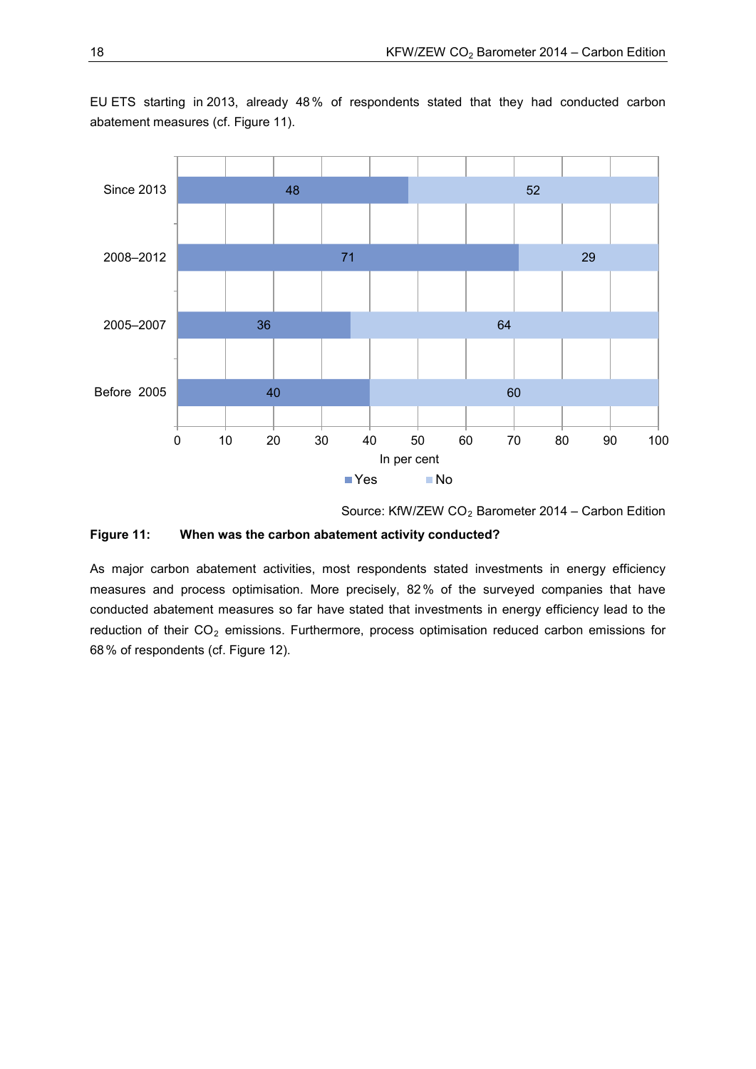EU ETS starting in 2013, already 48 % of respondents stated that they had conducted carbon abatement measures (cf. Figure 11).

| | Yes | No |
|---|---|---|
| Since 2013 | 48 | 52 |
| 2008–2012 | 71 | 29 |
| 2005–2007 | 36 | 64 |
| Before 2005 | 40 | 60 |

In per cent

Source: KfW/ZEW $CO_2$ Barometer 2014 – Carbon Edition

**Figure 11: When was the carbon abatement activity conducted?**

As major carbon abatement activities, most respondents stated investments in energy efficiency measures and process optimisation. More precisely, 82 % of the surveyed companies that have conducted abatement measures so far have stated that investments in energy efficiency lead to the reduction of their $CO_2$ emissions. Furthermore, process optimisation reduced carbon emissions for 68 % of respondents (cf. Figure 12).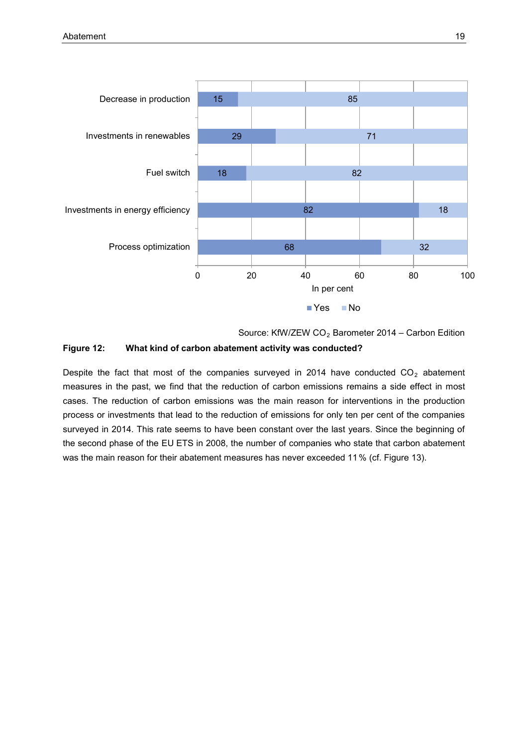| | Yes | No |
|---|---|---|
| Decrease in production | 15 | 85 |
| Investments in renewables | 29 | 71 |
| Fuel switch | 18 | 82 |
| Investments in energy efficiency | 82 | 18 |
| Process optimization | 68 | 32 |

In per cent

Source: KfW/ZEW $CO_2$ Barometer 2014 – Carbon Edition

**Figure 12: What kind of carbon abatement activity was conducted?**

Despite the fact that most of the companies surveyed in 2014 have conducted $CO_2$ abatement measures in the past, we find that the reduction of carbon emissions remains a side effect in most cases. The reduction of carbon emissions was the main reason for interventions in the production process or investments that lead to the reduction of emissions for only ten per cent of the companies surveyed in 2014. This rate seems to have been constant over the last years. Since the beginning of the second phase of the EU ETS in 2008, the number of companies who state that carbon abatement was the main reason for their abatement measures has never exceeded 11 % (cf. Figure 13).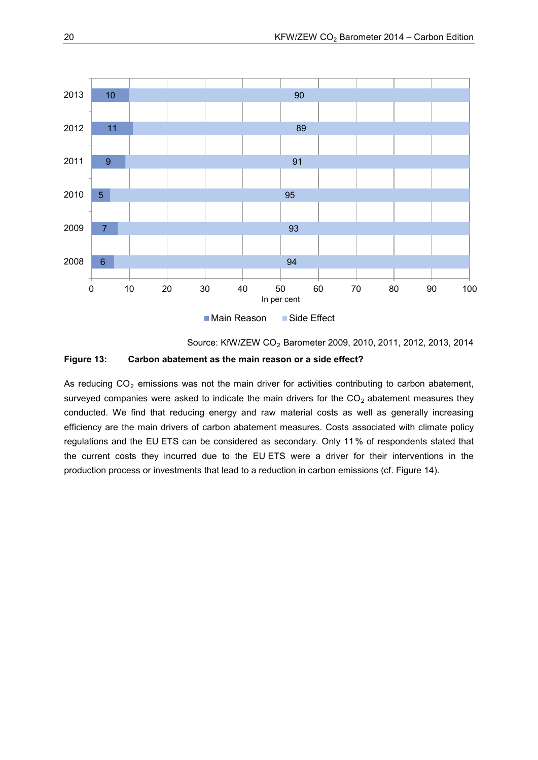| Year | Main Reason | Side Effect |
|---|---|---|
| 2013 | 10 | 90 |
| 2012 | 11 | 89 |
| 2011 | 9 | 91 |
| 2010 | 5 | 95 |
| 2009 | 7 | 93 |
| 2008 | 6 | 94 |

In per cent

Source: KfW/ZEW $CO_2$ Barometer 2009, 2010, 2011, 2012, 2013, 2014

**Figure 13: Carbon abatement as the main reason or a side effect?**

As reducing $CO_2$ emissions was not the main driver for activities contributing to carbon abatement, surveyed companies were asked to indicate the main drivers for the $CO_2$ abatement measures they conducted. We find that reducing energy and raw material costs as well as generally increasing efficiency are the main drivers of carbon abatement measures. Costs associated with climate policy regulations and the EU ETS can be considered as secondary. Only 11 % of respondents stated that the current costs they incurred due to the EU ETS were a driver for their interventions in the production process or investments that lead to a reduction in carbon emissions (cf. Figure 14).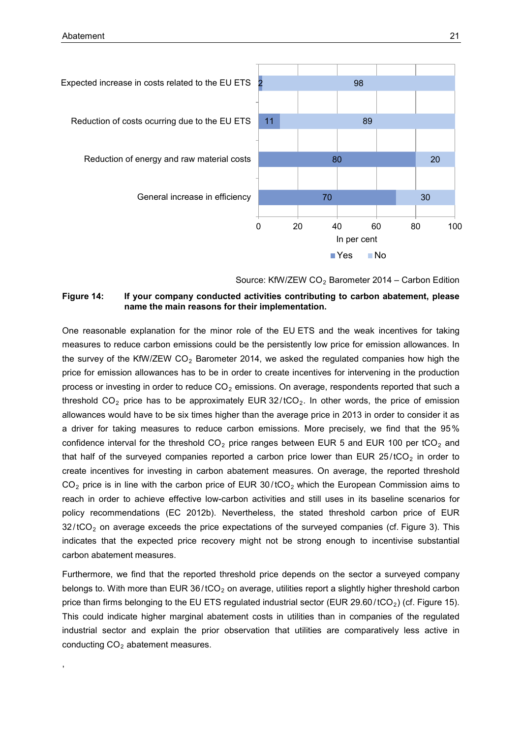| | Yes | No |
|---|---|---|
| Expected increase in costs related to the EU ETS | 2 | 98 |
| Reduction of costs ocurring due to the EU ETS | 11 | 89 |
| Reduction of energy and raw material costs | 80 | 20 |
| General increase in efficiency | 70 | 30 |

In per cent

Source: KfW/ZEW $CO_2$ Barometer 2014 – Carbon Edition

**Figure 14: If your company conducted activities contributing to carbon abatement, please name the main reasons for their implementation.**

One reasonable explanation for the minor role of the EU ETS and the weak incentives for taking measures to reduce carbon emissions could be the persistently low price for emission allowances. In the survey of the KfW/ZEW $CO_2$ Barometer 2014, we asked the regulated companies how high the price for emission allowances has to be in order to create incentives for intervening in the production process or investing in order to reduce $CO_2$ emissions. On average, respondents reported that such a threshold $CO_2$ price has to be approximately EUR 32/t$CO_2$. In other words, the price of emission allowances would have to be six times higher than the average price in 2013 in order to consider it as a driver for taking measures to reduce carbon emissions. More precisely, we find that the 95% confidence interval for the threshold $CO_2$ price ranges between EUR 5 and EUR 100 per t$CO_2$ and that half of the surveyed companies reported a carbon price lower than EUR 25/t$CO_2$ in order to create incentives for investing in carbon abatement measures. On average, the reported threshold $CO_2$ price is in line with the carbon price of EUR 30/t$CO_2$ which the European Commission aims to reach in order to achieve effective low-carbon activities and still uses in its baseline scenarios for policy recommendations (EC 2012b). Nevertheless, the stated threshold carbon price of EUR 32/t$CO_2$ on average exceeds the price expectations of the surveyed companies (cf. Figure 3). This indicates that the expected price recovery might not be strong enough to incentivise substantial carbon abatement measures.

Furthermore, we find that the reported threshold price depends on the sector a surveyed company belongs to. With more than EUR 36/t$CO_2$ on average, utilities report a slightly higher threshold carbon price than firms belonging to the EU ETS regulated industrial sector (EUR 29.60/t$CO_2$) (cf. Figure 15). This could indicate higher marginal abatement costs in utilities than in companies of the regulated industrial sector and explain the prior observation that utilities are comparatively less active in conducting $CO_2$ abatement measures.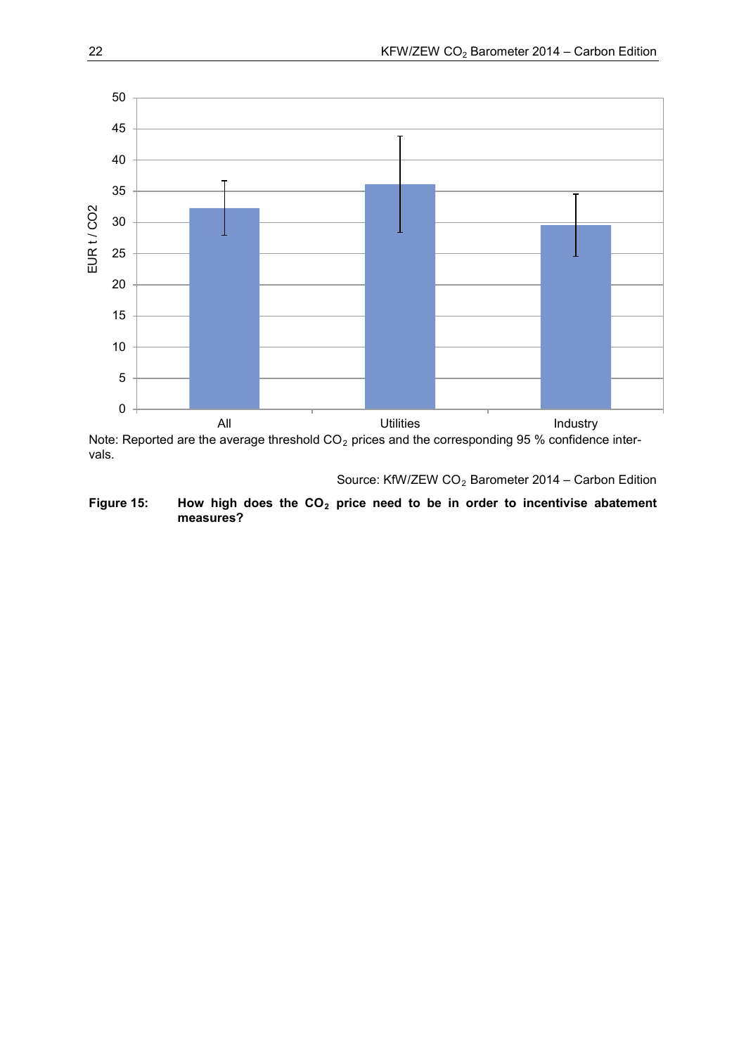Note: Reported are the average threshold $CO_2$ prices and the corresponding 95 % confidence intervals.

Source: KfW/ZEW $CO_2$ Barometer 2014 – Carbon Edition

**Figure 15: How high does the $CO_2$ price need to be in order to incentivise abatement measures?**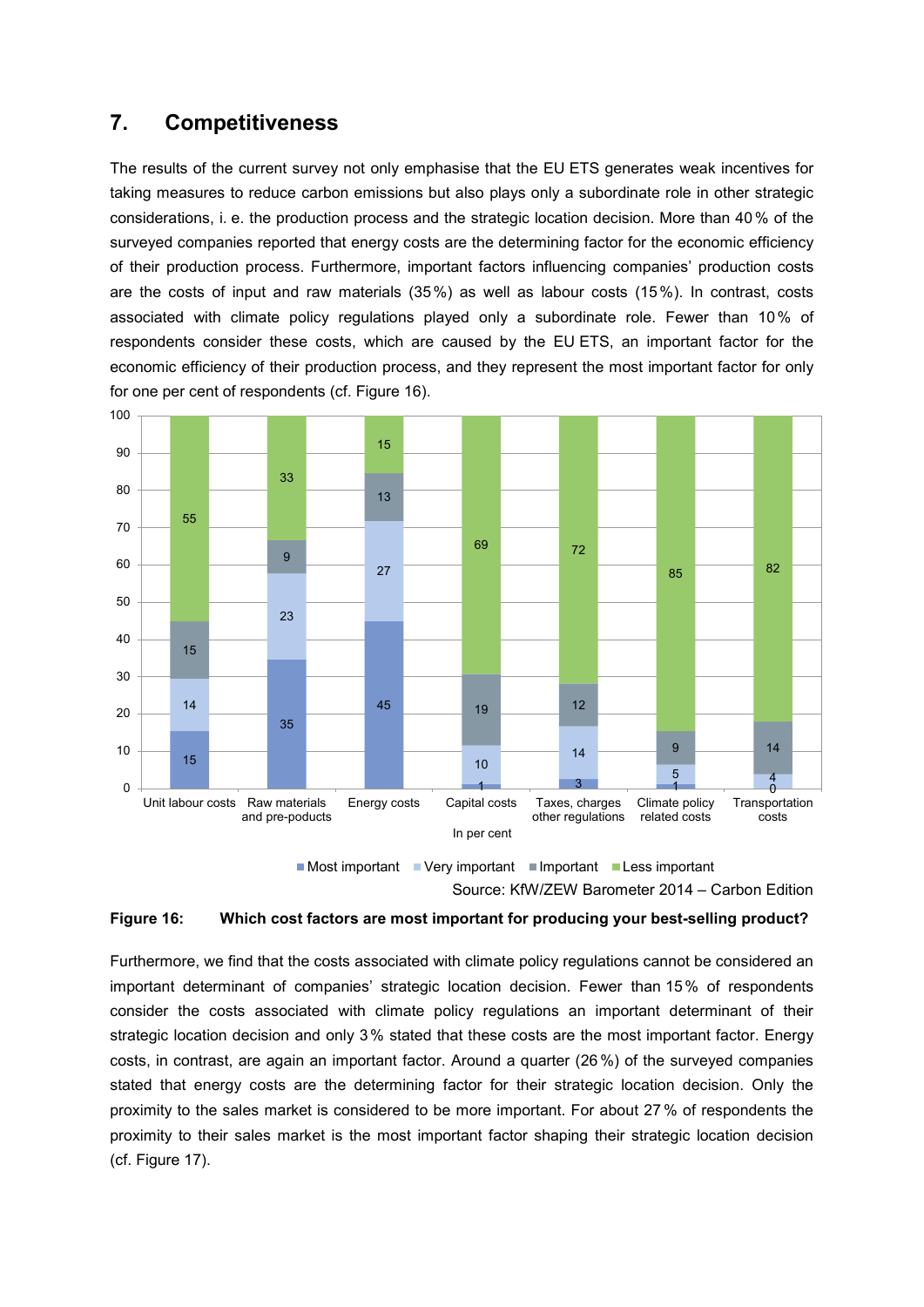## 7. Competitiveness

The results of the current survey not only emphasise that the EU ETS generates weak incentives for taking measures to reduce carbon emissions but also plays only a subordinate role in other strategic considerations, i. e. the production process and the strategic location decision. More than 40 % of the surveyed companies reported that energy costs are the determining factor for the economic efficiency of their production process. Furthermore, important factors influencing companies' production costs are the costs of input and raw materials (35 %) as well as labour costs (15 %). In contrast, costs associated with climate policy regulations played only a subordinate role. Fewer than 10 % of respondents consider these costs, which are caused by the EU ETS, an important factor for the economic efficiency of their production process, and they represent the most important factor for only for one per cent of respondents (cf. Figure 16).

| In per cent | Most important | Very important | Important | Less important |
|---|---|---|---|---|
| Unit labour costs | 15 | 14 | 15 | 55 |
| Raw materials and pre-poducts | 35 | 23 | 9 | 33 |
| Energy costs | 45 | 27 | 13 | 15 |
| Capital costs | 1 | 10 | 19 | 69 |
| Taxes, charges other regulations | 3 | 14 | 12 | 72 |
| Climate policy related costs | 1 | 5 | 9 | 85 |
| Transportation costs | 0 | 4 | 14 | 82 |

Source: KfW/ZEW Barometer 2014 – Carbon Edition

**Figure 16: Which cost factors are most important for producing your best-selling product?**

Furthermore, we find that the costs associated with climate policy regulations cannot be considered an important determinant of companies' strategic location decision. Fewer than 15 % of respondents consider the costs associated with climate policy regulations an important determinant of their strategic location decision and only 3 % stated that these costs are the most important factor. Energy costs, in contrast, are again an important factor. Around a quarter (26 %) of the surveyed companies stated that energy costs are the determining factor for their strategic location decision. Only the proximity to the sales market is considered to be more important. For about 27 % of respondents the proximity to their sales market is the most important factor shaping their strategic location decision (cf. Figure 17).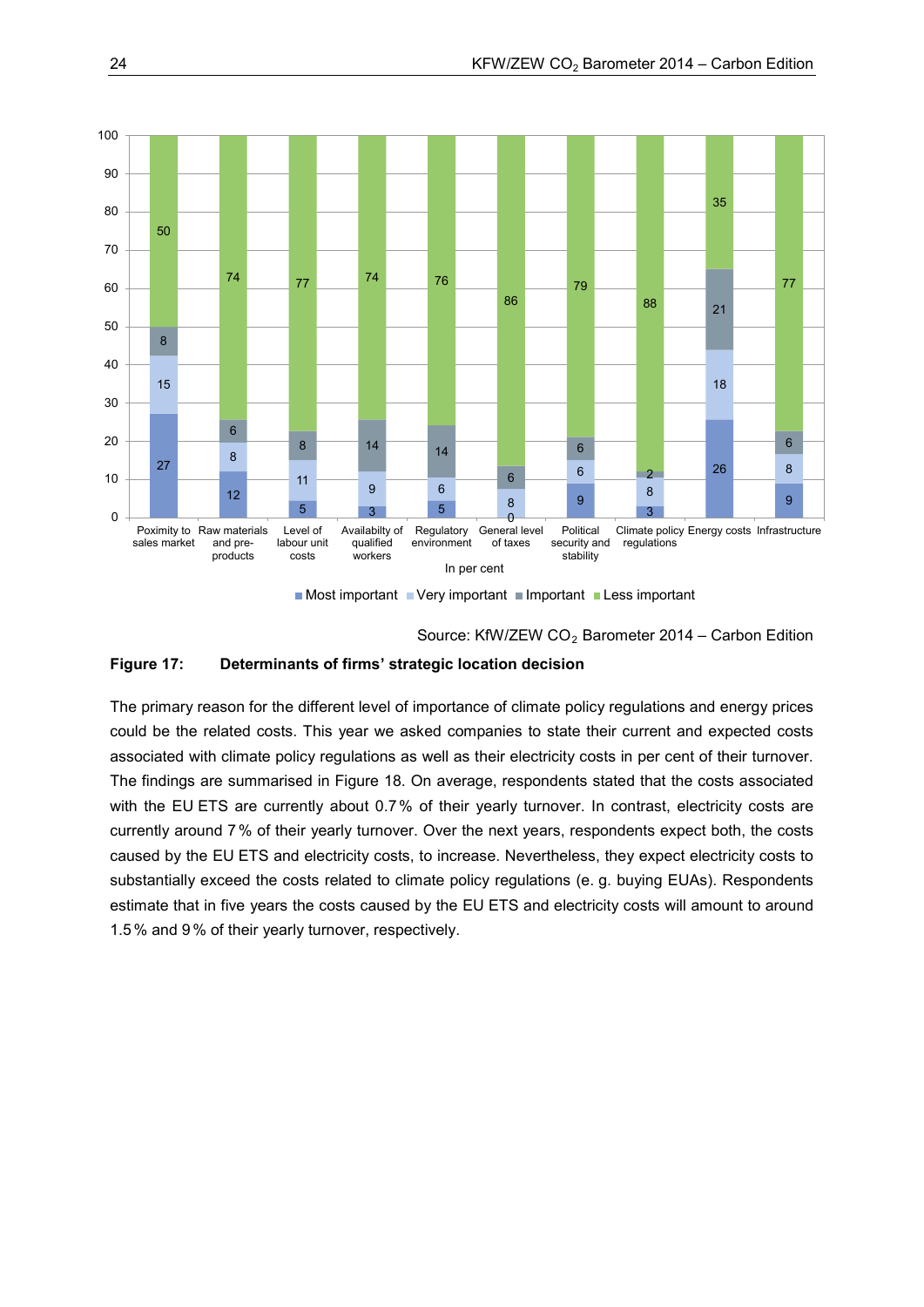| In per cent | Most important | Very important | Important | Less important |
|---|---|---|---|---|
| Poximity to sales market | 27 | 15 | 8 | 50 |
| Raw materials and pre-products | 12 | 8 | 6 | 74 |
| Level of labour unit costs | 5 | 11 | 8 | 77 |
| Availabilty of qualified workers | 3 | 9 | 14 | 74 |
| Regulatory environment | 5 | 6 | 14 | 76 |
| General level of taxes | 0 | 8 | 6 | 86 |
| Political security and stability | 9 | 6 | 6 | 79 |
| Climate policy regulations | 3 | 8 | 2 | 88 |
| Energy costs | 26 | 18 | 21 | 35 |
| Infrastructure | 9 | 8 | 6 | 77 |

Source: KfW/ZEW $CO_2$ Barometer 2014 – Carbon Edition

**Figure 17: Determinants of firms' strategic location decision**

The primary reason for the different level of importance of climate policy regulations and energy prices could be the related costs. This year we asked companies to state their current and expected costs associated with climate policy regulations as well as their electricity costs in per cent of their turnover. The findings are summarised in Figure 18. On average, respondents stated that the costs associated with the EU ETS are currently about 0.7 % of their yearly turnover. In contrast, electricity costs are currently around 7 % of their yearly turnover. Over the next years, respondents expect both, the costs caused by the EU ETS and electricity costs, to increase. Nevertheless, they expect electricity costs to substantially exceed the costs related to climate policy regulations (e. g. buying EUAs). Respondents estimate that in five years the costs caused by the EU ETS and electricity costs will amount to around 1.5 % and 9 % of their yearly turnover, respectively.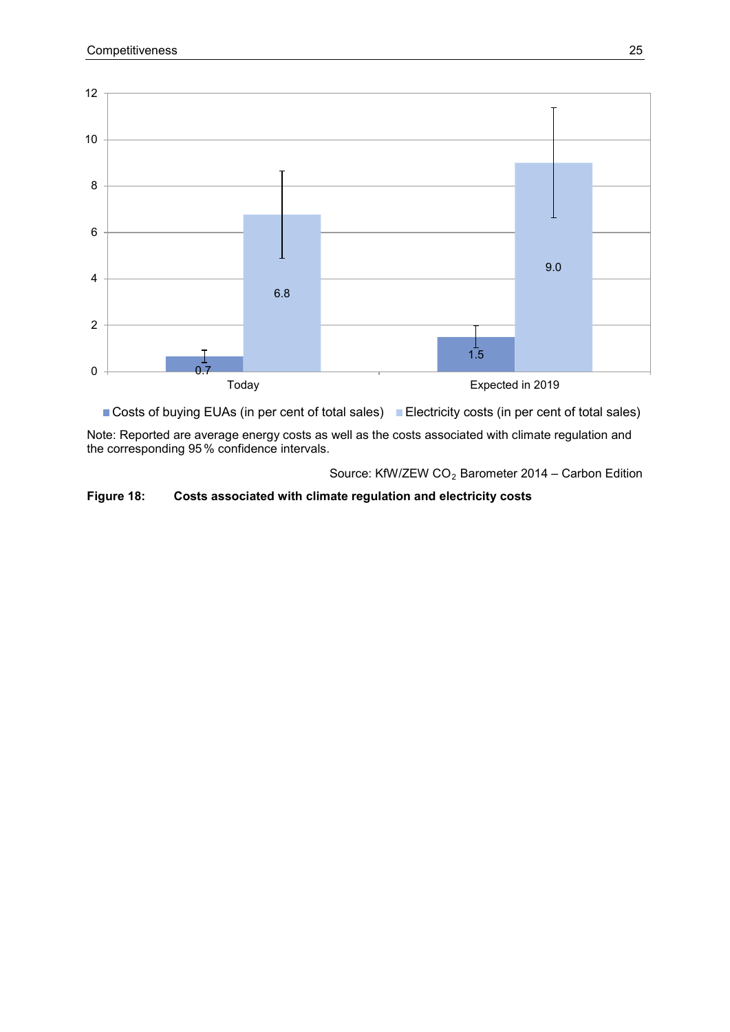Note: Reported are average energy costs as well as the costs associated with climate regulation and the corresponding 95 % confidence intervals.

Source: KfW/ZEW $CO_2$ Barometer 2014 – Carbon Edition

**Figure 18: Costs associated with climate regulation and electricity costs**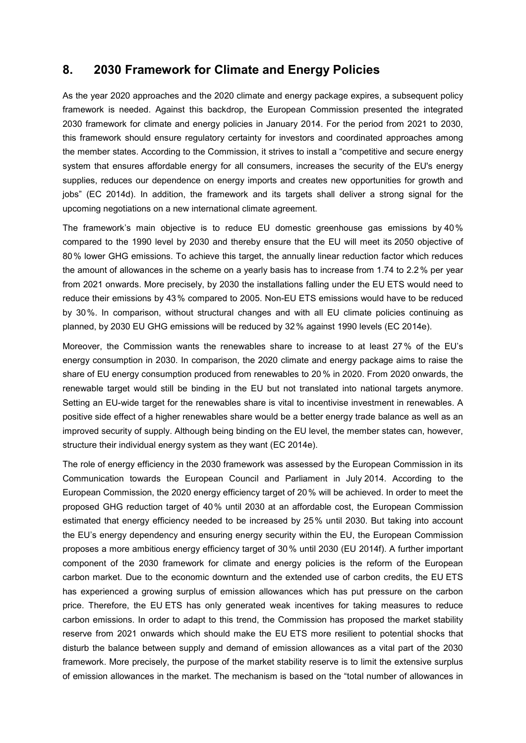## 8. 2030 Framework for Climate and Energy Policies

As the year 2020 approaches and the 2020 climate and energy package expires, a subsequent policy framework is needed. Against this backdrop, the European Commission presented the integrated 2030 framework for climate and energy policies in January 2014. For the period from 2021 to 2030, this framework should ensure regulatory certainty for investors and coordinated approaches among the member states. According to the Commission, it strives to install a "competitive and secure energy system that ensures affordable energy for all consumers, increases the security of the EU's energy supplies, reduces our dependence on energy imports and creates new opportunities for growth and jobs" (EC 2014d). In addition, the framework and its targets shall deliver a strong signal for the upcoming negotiations on a new international climate agreement.

The framework's main objective is to reduce EU domestic greenhouse gas emissions by 40 % compared to the 1990 level by 2030 and thereby ensure that the EU will meet its 2050 objective of 80 % lower GHG emissions. To achieve this target, the annually linear reduction factor which reduces the amount of allowances in the scheme on a yearly basis has to increase from 1.74 to 2.2 % per year from 2021 onwards. More precisely, by 2030 the installations falling under the EU ETS would need to reduce their emissions by 43 % compared to 2005. Non-EU ETS emissions would have to be reduced by 30 %. In comparison, without structural changes and with all EU climate policies continuing as planned, by 2030 EU GHG emissions will be reduced by 32 % against 1990 levels (EC 2014e).

Moreover, the Commission wants the renewables share to increase to at least 27 % of the EU's energy consumption in 2030. In comparison, the 2020 climate and energy package aims to raise the share of EU energy consumption produced from renewables to 20 % in 2020. From 2020 onwards, the renewable target would still be binding in the EU but not translated into national targets anymore. Setting an EU-wide target for the renewables share is vital to incentivise investment in renewables. A positive side effect of a higher renewables share would be a better energy trade balance as well as an improved security of supply. Although being binding on the EU level, the member states can, however, structure their individual energy system as they want (EC 2014e).

The role of energy efficiency in the 2030 framework was assessed by the European Commission in its Communication towards the European Council and Parliament in July 2014. According to the European Commission, the 2020 energy efficiency target of 20 % will be achieved. In order to meet the proposed GHG reduction target of 40 % until 2030 at an affordable cost, the European Commission estimated that energy efficiency needed to be increased by 25 % until 2030. But taking into account the EU's energy dependency and ensuring energy security within the EU, the European Commission proposes a more ambitious energy efficiency target of 30 % until 2030 (EU 2014f). A further important component of the 2030 framework for climate and energy policies is the reform of the European carbon market. Due to the economic downturn and the extended use of carbon credits, the EU ETS has experienced a growing surplus of emission allowances which has put pressure on the carbon price. Therefore, the EU ETS has only generated weak incentives for taking measures to reduce carbon emissions. In order to adapt to this trend, the Commission has proposed the market stability reserve from 2021 onwards which should make the EU ETS more resilient to potential shocks that disturb the balance between supply and demand of emission allowances as a vital part of the 2030 framework. More precisely, the purpose of the market stability reserve is to limit the extensive surplus of emission allowances in the market. The mechanism is based on the "total number of allowances in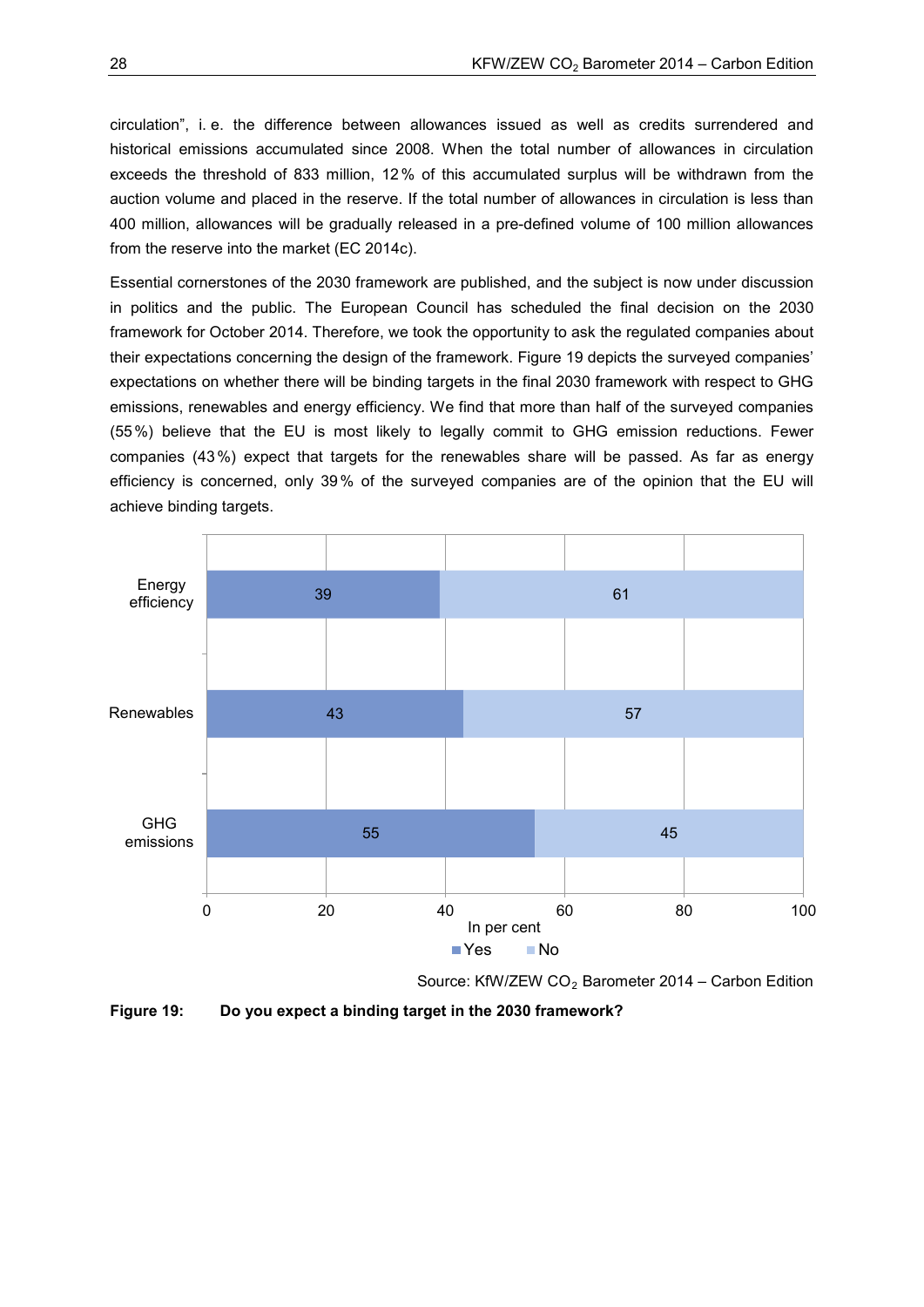circulation", i. e. the difference between allowances issued as well as credits surrendered and historical emissions accumulated since 2008. When the total number of allowances in circulation exceeds the threshold of 833 million, 12 % of this accumulated surplus will be withdrawn from the auction volume and placed in the reserve. If the total number of allowances in circulation is less than 400 million, allowances will be gradually released in a pre-defined volume of 100 million allowances from the reserve into the market (EC 2014c).

Essential cornerstones of the 2030 framework are published, and the subject is now under discussion in politics and the public. The European Council has scheduled the final decision on the 2030 framework for October 2014. Therefore, we took the opportunity to ask the regulated companies about their expectations concerning the design of the framework. Figure 19 depicts the surveyed companies' expectations on whether there will be binding targets in the final 2030 framework with respect to GHG emissions, renewables and energy efficiency. We find that more than half of the surveyed companies (55 %) believe that the EU is most likely to legally commit to GHG emission reductions. Fewer companies (43 %) expect that targets for the renewables share will be passed. As far as energy efficiency is concerned, only 39 % of the surveyed companies are of the opinion that the EU will achieve binding targets.

| In per cent | Yes | No |
|---|---|---|
| Energy efficiency | 39 | 61 |
| Renewables | 43 | 57 |
| GHG emissions | 55 | 45 |

Source: KfW/ZEW $CO_2$ Barometer 2014 – Carbon Edition

**Figure 19: Do you expect a binding target in the 2030 framework?**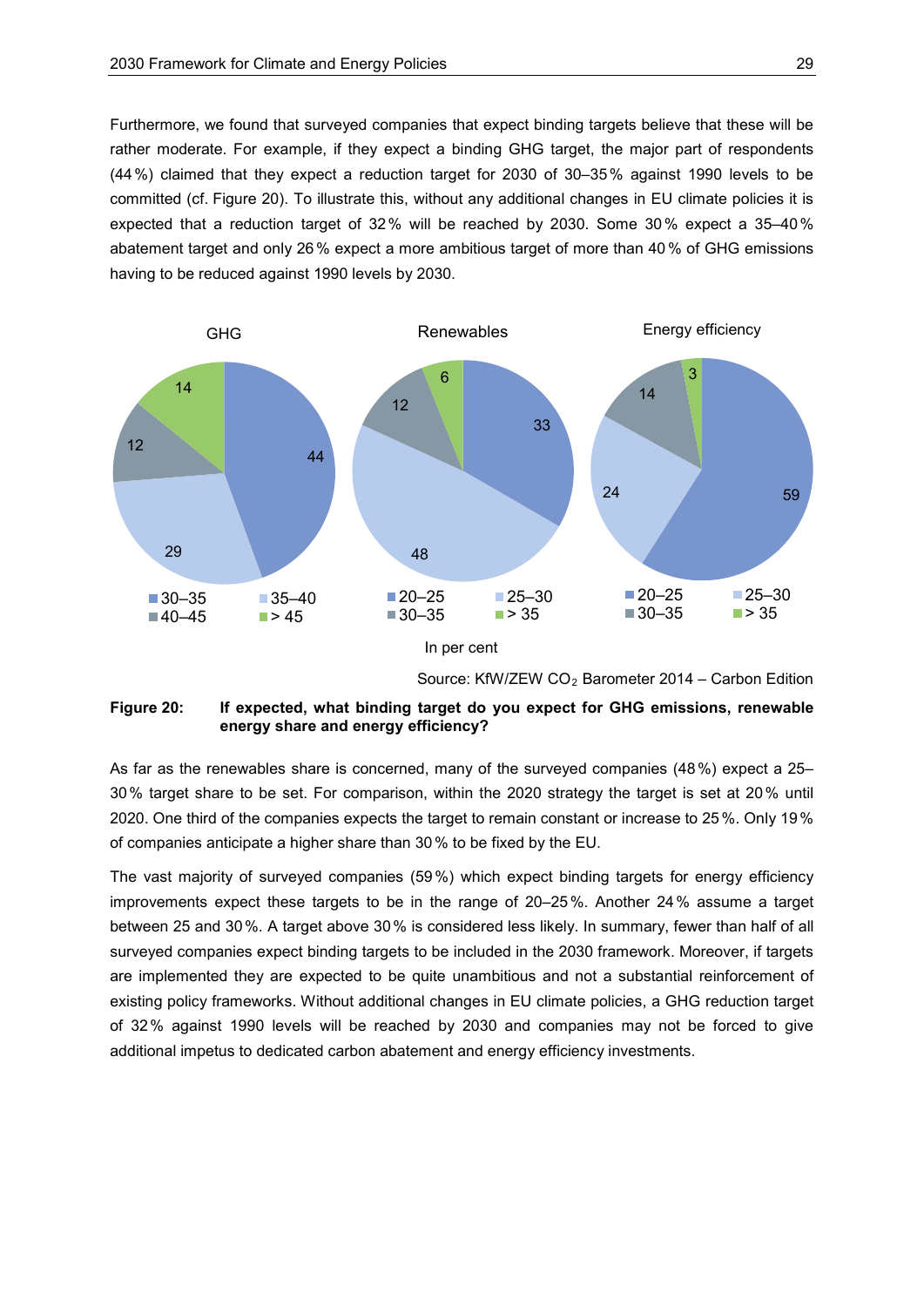Furthermore, we found that surveyed companies that expect binding targets believe that these will be rather moderate. For example, if they expect a binding GHG target, the major part of respondents (44 %) claimed that they expect a reduction target for 2030 of 30–35 % against 1990 levels to be committed (cf. Figure 20). To illustrate this, without any additional changes in EU climate policies it is expected that a reduction target of 32 % will be reached by 2030. Some 30 % expect a 35–40 % abatement target and only 26 % expect a more ambitious target of more than 40 % of GHG emissions having to be reduced against 1990 levels by 2030.

| GHG | | Renewables | | Energy efficiency | |
|---|---|---|---|---|---|
| 30–35 | 44 | 20–25 | 33 | 20–25 | 59 |
| 35–40 | 29 | 25–30 | 48 | 25–30 | 24 |
| 40–45 | 12 | 30–35 | 12 | 30–35 | 14 |
| > 45 | 14 | > 35 | 6 | > 35 | 3 |

In per cent

Source: KfW/ZEW $CO_2$ Barometer 2014 – Carbon Edition

**Figure 20: If expected, what binding target do you expect for GHG emissions, renewable energy share and energy efficiency?**

As far as the renewables share is concerned, many of the surveyed companies (48 %) expect a 25–30 % target share to be set. For comparison, within the 2020 strategy the target is set at 20 % until 2020. One third of the companies expects the target to remain constant or increase to 25 %. Only 19 % of companies anticipate a higher share than 30 % to be fixed by the EU.

The vast majority of surveyed companies (59 %) which expect binding targets for energy efficiency improvements expect these targets to be in the range of 20–25 %. Another 24 % assume a target between 25 and 30 %. A target above 30 % is considered less likely. In summary, fewer than half of all surveyed companies expect binding targets to be included in the 2030 framework. Moreover, if targets are implemented they are expected to be quite unambitious and not a substantial reinforcement of existing policy frameworks. Without additional changes in EU climate policies, a GHG reduction target of 32 % against 1990 levels will be reached by 2030 and companies may not be forced to give additional impetus to dedicated carbon abatement and energy efficiency investments.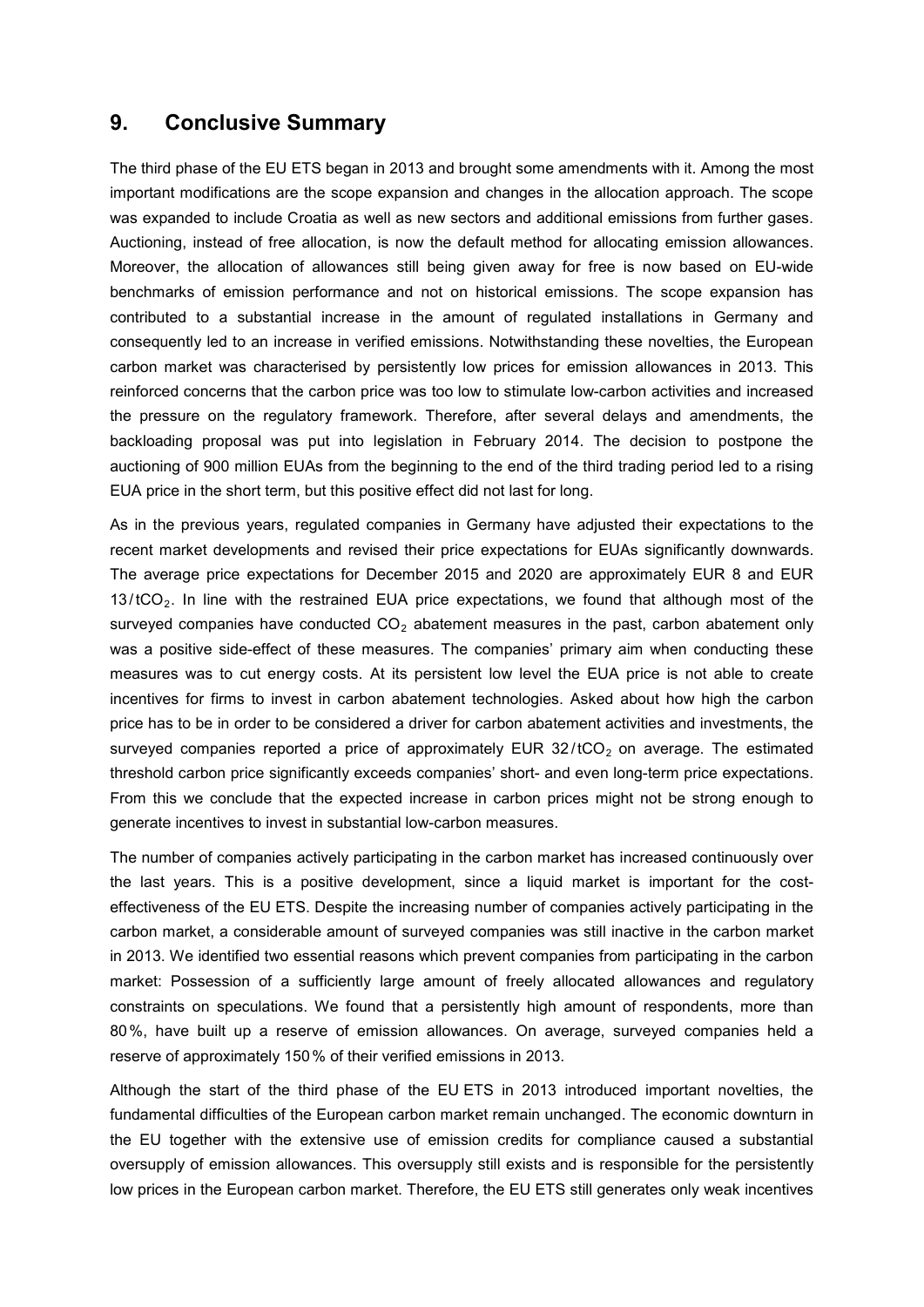## 9. Conclusive Summary

The third phase of the EU ETS began in 2013 and brought some amendments with it. Among the most important modifications are the scope expansion and changes in the allocation approach. The scope was expanded to include Croatia as well as new sectors and additional emissions from further gases. Auctioning, instead of free allocation, is now the default method for allocating emission allowances. Moreover, the allocation of allowances still being given away for free is now based on EU-wide benchmarks of emission performance and not on historical emissions. The scope expansion has contributed to a substantial increase in the amount of regulated installations in Germany and consequently led to an increase in verified emissions. Notwithstanding these novelties, the European carbon market was characterised by persistently low prices for emission allowances in 2013. This reinforced concerns that the carbon price was too low to stimulate low-carbon activities and increased the pressure on the regulatory framework. Therefore, after several delays and amendments, the backloading proposal was put into legislation in February 2014. The decision to postpone the auctioning of 900 million EUAs from the beginning to the end of the third trading period led to a rising EUA price in the short term, but this positive effect did not last for long.

As in the previous years, regulated companies in Germany have adjusted their expectations to the recent market developments and revised their price expectations for EUAs significantly downwards. The average price expectations for December 2015 and 2020 are approximately EUR 8 and EUR 13/t$CO_2$. In line with the restrained EUA price expectations, we found that although most of the surveyed companies have conducted $CO_2$ abatement measures in the past, carbon abatement only was a positive side-effect of these measures. The companies' primary aim when conducting these measures was to cut energy costs. At its persistent low level the EUA price is not able to create incentives for firms to invest in carbon abatement technologies. Asked about how high the carbon price has to be in order to be considered a driver for carbon abatement activities and investments, the surveyed companies reported a price of approximately EUR 32/t$CO_2$ on average. The estimated threshold carbon price significantly exceeds companies' short- and even long-term price expectations. From this we conclude that the expected increase in carbon prices might not be strong enough to generate incentives to invest in substantial low-carbon measures.

The number of companies actively participating in the carbon market has increased continuously over the last years. This is a positive development, since a liquid market is important for the cost-effectiveness of the EU ETS. Despite the increasing number of companies actively participating in the carbon market, a considerable amount of surveyed companies was still inactive in the carbon market in 2013. We identified two essential reasons which prevent companies from participating in the carbon market: Possession of a sufficiently large amount of freely allocated allowances and regulatory constraints on speculations. We found that a persistently high amount of respondents, more than 80 %, have built up a reserve of emission allowances. On average, surveyed companies held a reserve of approximately 150 % of their verified emissions in 2013.

Although the start of the third phase of the EU ETS in 2013 introduced important novelties, the fundamental difficulties of the European carbon market remain unchanged. The economic downturn in the EU together with the extensive use of emission credits for compliance caused a substantial oversupply of emission allowances. This oversupply still exists and is responsible for the persistently low prices in the European carbon market. Therefore, the EU ETS still generates only weak incentives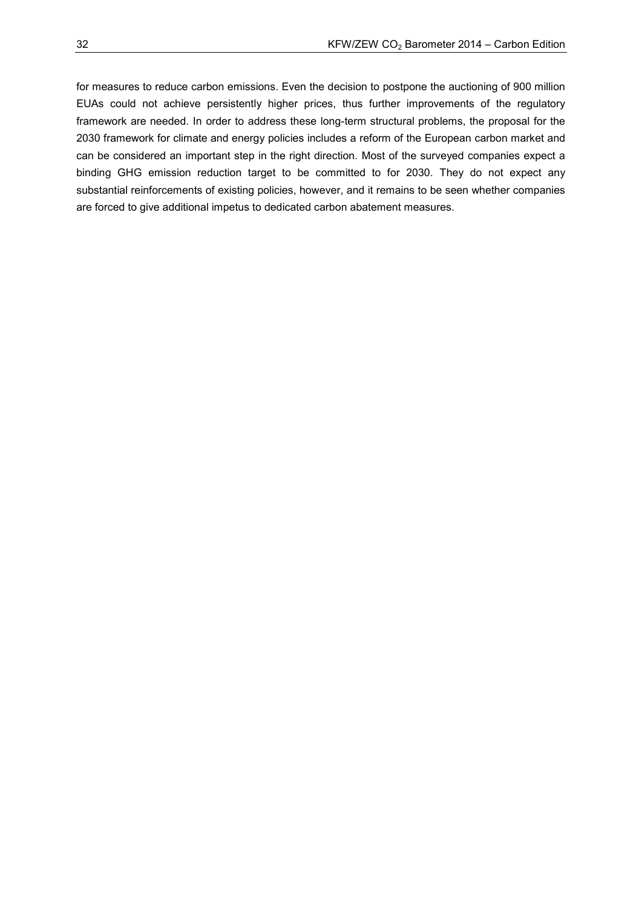for measures to reduce carbon emissions. Even the decision to postpone the auctioning of 900 million EUAs could not achieve persistently higher prices, thus further improvements of the regulatory framework are needed. In order to address these long-term structural problems, the proposal for the 2030 framework for climate and energy policies includes a reform of the European carbon market and can be considered an important step in the right direction. Most of the surveyed companies expect a binding GHG emission reduction target to be committed to for 2030. They do not expect any substantial reinforcements of existing policies, however, and it remains to be seen whether companies are forced to give additional impetus to dedicated carbon abatement measures.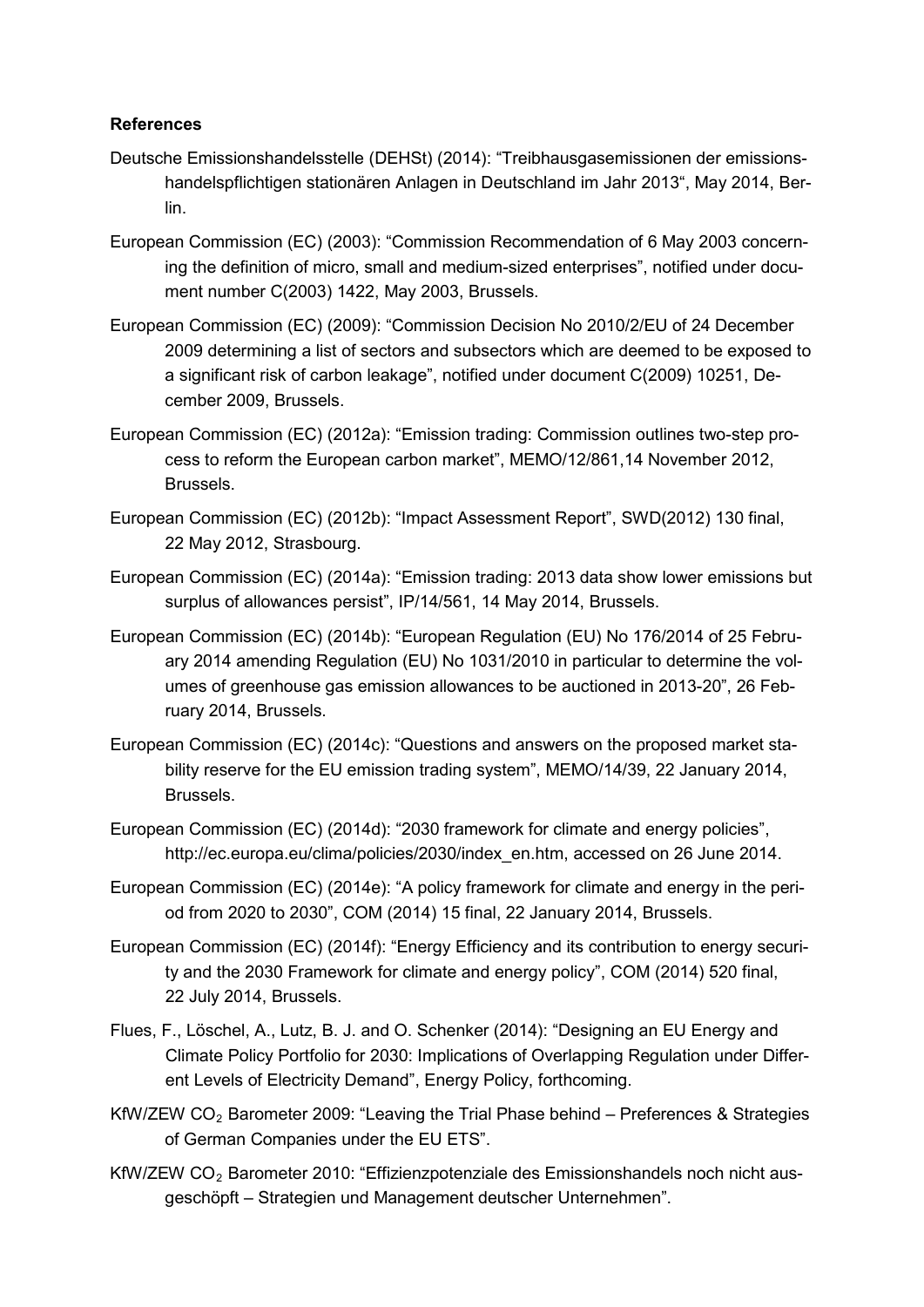**References**

Deutsche Emissionshandelsstelle (DEHSt) (2014): "Treibhausgasemissionen der emissionshandelspflichtigen stationären Anlagen in Deutschland im Jahr 2013", May 2014, Berlin.

European Commission (EC) (2003): "Commission Recommendation of 6 May 2003 concerning the definition of micro, small and medium-sized enterprises", notified under document number C(2003) 1422, May 2003, Brussels.

European Commission (EC) (2009): "Commission Decision No 2010/2/EU of 24 December 2009 determining a list of sectors and subsectors which are deemed to be exposed to a significant risk of carbon leakage", notified under document C(2009) 10251, December 2009, Brussels.

European Commission (EC) (2012a): "Emission trading: Commission outlines two-step process to reform the European carbon market", MEMO/12/861,14 November 2012, Brussels.

European Commission (EC) (2012b): "Impact Assessment Report", SWD(2012) 130 final, 22 May 2012, Strasbourg.

European Commission (EC) (2014a): "Emission trading: 2013 data show lower emissions but surplus of allowances persist", IP/14/561, 14 May 2014, Brussels.

European Commission (EC) (2014b): "European Regulation (EU) No 176/2014 of 25 February 2014 amending Regulation (EU) No 1031/2010 in particular to determine the volumes of greenhouse gas emission allowances to be auctioned in 2013-20", 26 February 2014, Brussels.

European Commission (EC) (2014c): "Questions and answers on the proposed market stability reserve for the EU emission trading system", MEMO/14/39, 22 January 2014, Brussels.

European Commission (EC) (2014d): "2030 framework for climate and energy policies", http://ec.europa.eu/clima/policies/2030/index_en.htm, accessed on 26 June 2014.

European Commission (EC) (2014e): "A policy framework for climate and energy in the period from 2020 to 2030", COM (2014) 15 final, 22 January 2014, Brussels.

European Commission (EC) (2014f): "Energy Efficiency and its contribution to energy security and the 2030 Framework for climate and energy policy", COM (2014) 520 final, 22 July 2014, Brussels.

Flues, F., Löschel, A., Lutz, B. J. and O. Schenker (2014): "Designing an EU Energy and Climate Policy Portfolio for 2030: Implications of Overlapping Regulation under Different Levels of Electricity Demand", Energy Policy, forthcoming.

KfW/ZEW $CO_2$ Barometer 2009: "Leaving the Trial Phase behind – Preferences & Strategies of German Companies under the EU ETS".

KfW/ZEW $CO_2$ Barometer 2010: "Effizienzpotenziale des Emissionshandels noch nicht ausgeschöpft – Strategien und Management deutscher Unternehmen".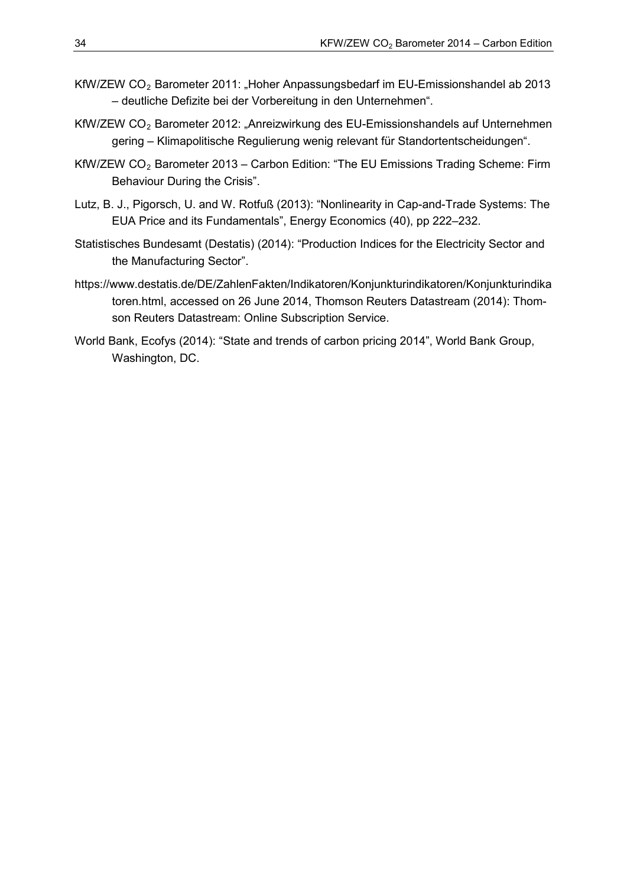KfW/ZEW $CO_2$ Barometer 2011: „Hoher Anpassungsbedarf im EU-Emissionshandel ab 2013 – deutliche Defizite bei der Vorbereitung in den Unternehmen".

KfW/ZEW $CO_2$ Barometer 2012: „Anreizwirkung des EU-Emissionshandels auf Unternehmen gering – Klimapolitische Regulierung wenig relevant für Standortentscheidungen".

KfW/ZEW $CO_2$ Barometer 2013 – Carbon Edition: "The EU Emissions Trading Scheme: Firm Behaviour During the Crisis".

Lutz, B. J., Pigorsch, U. and W. Rotfuß (2013): "Nonlinearity in Cap-and-Trade Systems: The EUA Price and its Fundamentals", Energy Economics (40), pp 222–232.

Statistisches Bundesamt (Destatis) (2014): "Production Indices for the Electricity Sector and the Manufacturing Sector".

https://www.destatis.de/DE/ZahlenFakten/Indikatoren/Konjunkturindikatoren/Konjunkturindikatoren.html, accessed on 26 June 2014, Thomson Reuters Datastream (2014): Thomson Reuters Datastream: Online Subscription Service.

World Bank, Ecofys (2014): "State and trends of carbon pricing 2014", World Bank Group, Washington, DC.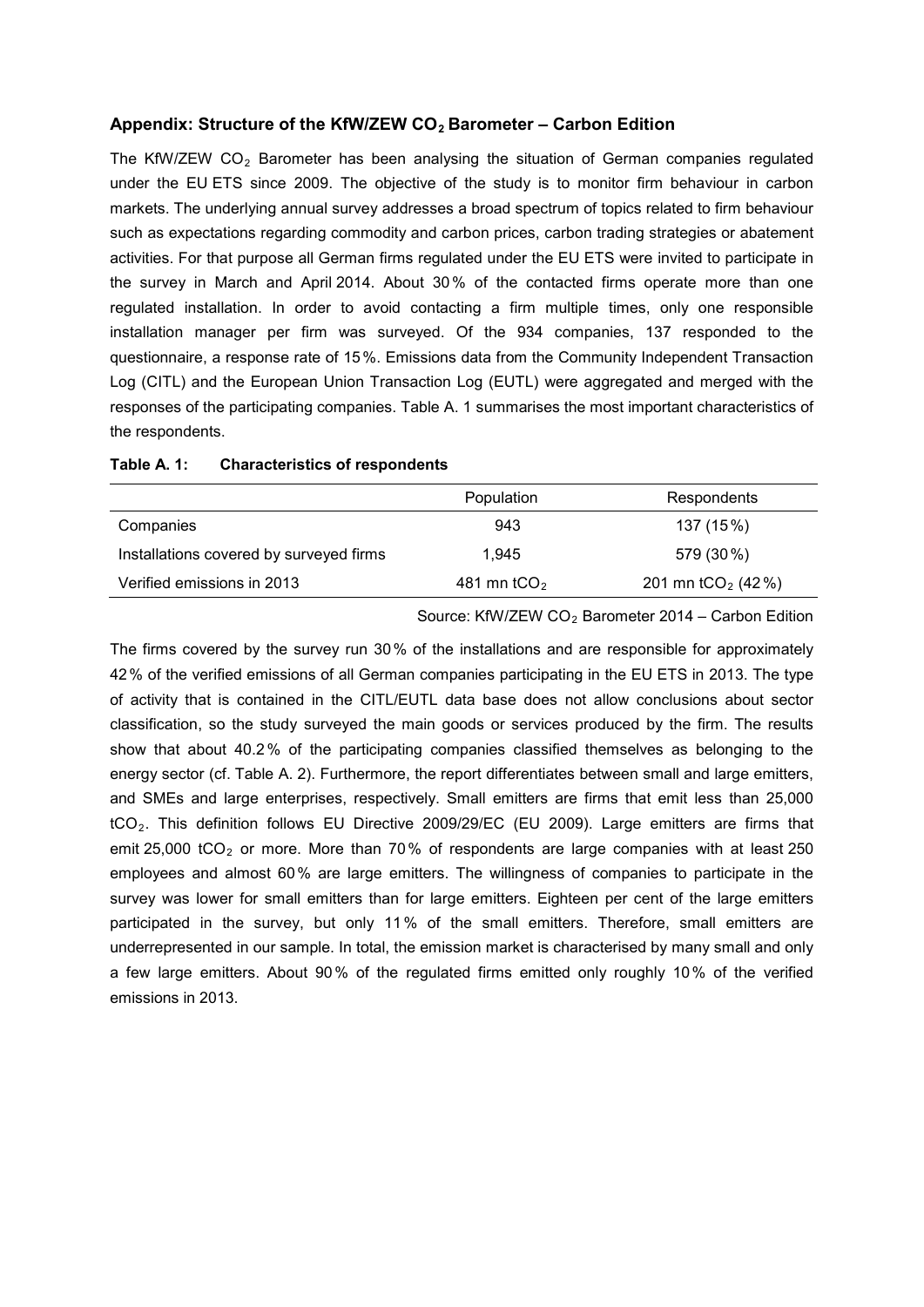## Appendix: Structure of the KfW/ZEW $CO_2$ Barometer – Carbon Edition

The KfW/ZEW $CO_2$ Barometer has been analysing the situation of German companies regulated under the EU ETS since 2009. The objective of the study is to monitor firm behaviour in carbon markets. The underlying annual survey addresses a broad spectrum of topics related to firm behaviour such as expectations regarding commodity and carbon prices, carbon trading strategies or abatement activities. For that purpose all German firms regulated under the EU ETS were invited to participate in the survey in March and April 2014. About 30 % of the contacted firms operate more than one regulated installation. In order to avoid contacting a firm multiple times, only one responsible installation manager per firm was surveyed. Of the 934 companies, 137 responded to the questionnaire, a response rate of 15 %. Emissions data from the Community Independent Transaction Log (CITL) and the European Union Transaction Log (EUTL) were aggregated and merged with the responses of the participating companies. Table A. 1 summarises the most important characteristics of the respondents.

**Table A. 1: Characteristics of respondents**

| | Population | Respondents |
|---|---|---|
| Companies | 943 | 137 (15 %) |
| Installations covered by surveyed firms | 1,945 | 579 (30 %) |
| Verified emissions in 2013 | 481 mn $tCO_2$ | 201 mn $tCO_2$ (42 %) |

Source: KfW/ZEW $CO_2$ Barometer 2014 – Carbon Edition

The firms covered by the survey run 30 % of the installations and are responsible for approximately 42 % of the verified emissions of all German companies participating in the EU ETS in 2013. The type of activity that is contained in the CITL/EUTL data base does not allow conclusions about sector classification, so the study surveyed the main goods or services produced by the firm. The results show that about 40.2 % of the participating companies classified themselves as belonging to the energy sector (cf. Table A. 2). Furthermore, the report differentiates between small and large emitters, and SMEs and large enterprises, respectively. Small emitters are firms that emit less than 25,000 $tCO_2$. This definition follows EU Directive 2009/29/EC (EU 2009). Large emitters are firms that emit 25,000 $tCO_2$ or more. More than 70 % of respondents are large companies with at least 250 employees and almost 60 % are large emitters. The willingness of companies to participate in the survey was lower for small emitters than for large emitters. Eighteen per cent of the large emitters participated in the survey, but only 11 % of the small emitters. Therefore, small emitters are underrepresented in our sample. In total, the emission market is characterised by many small and only a few large emitters. About 90 % of the regulated firms emitted only roughly 10 % of the verified emissions in 2013.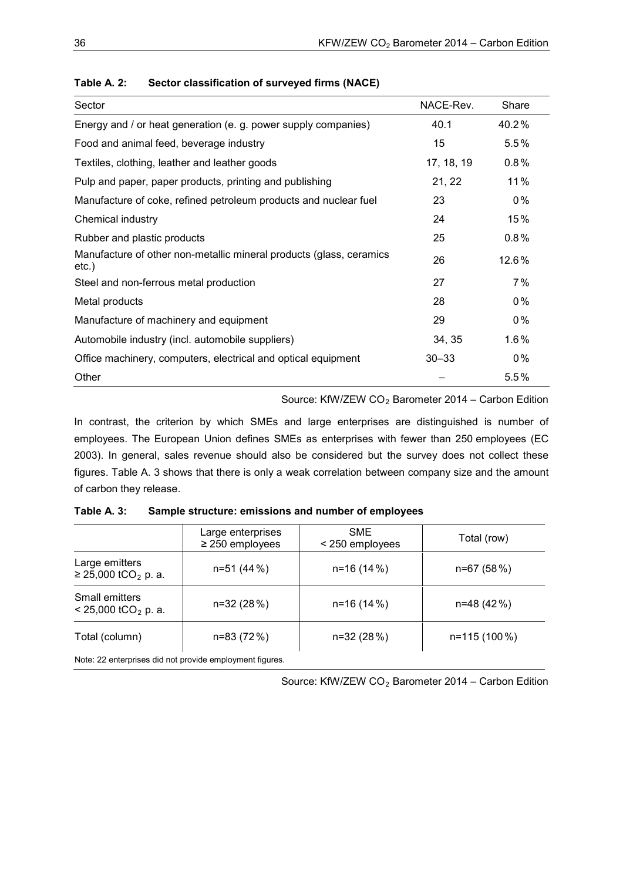**Table A. 2: Sector classification of surveyed firms (NACE)**

| Sector | NACE-Rev. | Share |
|---|---|---|
| Energy and / or heat generation (e. g. power supply companies) | 40.1 | 40.2% |
| Food and animal feed, beverage industry | 15 | 5.5% |
| Textiles, clothing, leather and leather goods | 17, 18, 19 | 0.8% |
| Pulp and paper, paper products, printing and publishing | 21, 22 | 11% |
| Manufacture of coke, refined petroleum products and nuclear fuel | 23 | 0% |
| Chemical industry | 24 | 15% |
| Rubber and plastic products | 25 | 0.8% |
| Manufacture of other non-metallic mineral products (glass, ceramics etc.) | 26 | 12.6% |
| Steel and non-ferrous metal production | 27 | 7% |
| Metal products | 28 | 0% |
| Manufacture of machinery and equipment | 29 | 0% |
| Automobile industry (incl. automobile suppliers) | 34, 35 | 1.6% |
| Office machinery, computers, electrical and optical equipment | 30–33 | 0% |
| Other | – | 5.5% |

Source: KfW/ZEW $CO_2$ Barometer 2014 – Carbon Edition

In contrast, the criterion by which SMEs and large enterprises are distinguished is number of employees. The European Union defines SMEs as enterprises with fewer than 250 employees (EC 2003). In general, sales revenue should also be considered but the survey does not collect these figures. Table A. 3 shows that there is only a weak correlation between company size and the amount of carbon they release.

**Table A. 3: Sample structure: emissions and number of employees**

| | Large enterprises ≥ 250 employees | SME < 250 employees | Total (row) |
|---|---|---|---|
| Large emitters ≥ 25,000 $tCO_2$ p. a. | n=51 (44%) | n=16 (14%) | n=67 (58%) |
| Small emitters < 25,000 $tCO_2$ p. a. | n=32 (28%) | n=16 (14%) | n=48 (42%) |
| Total (column) | n=83 (72%) | n=32 (28%) | n=115 (100%) |

Note: 22 enterprises did not provide employment figures.

Source: KfW/ZEW $CO_2$ Barometer 2014 – Carbon Edition